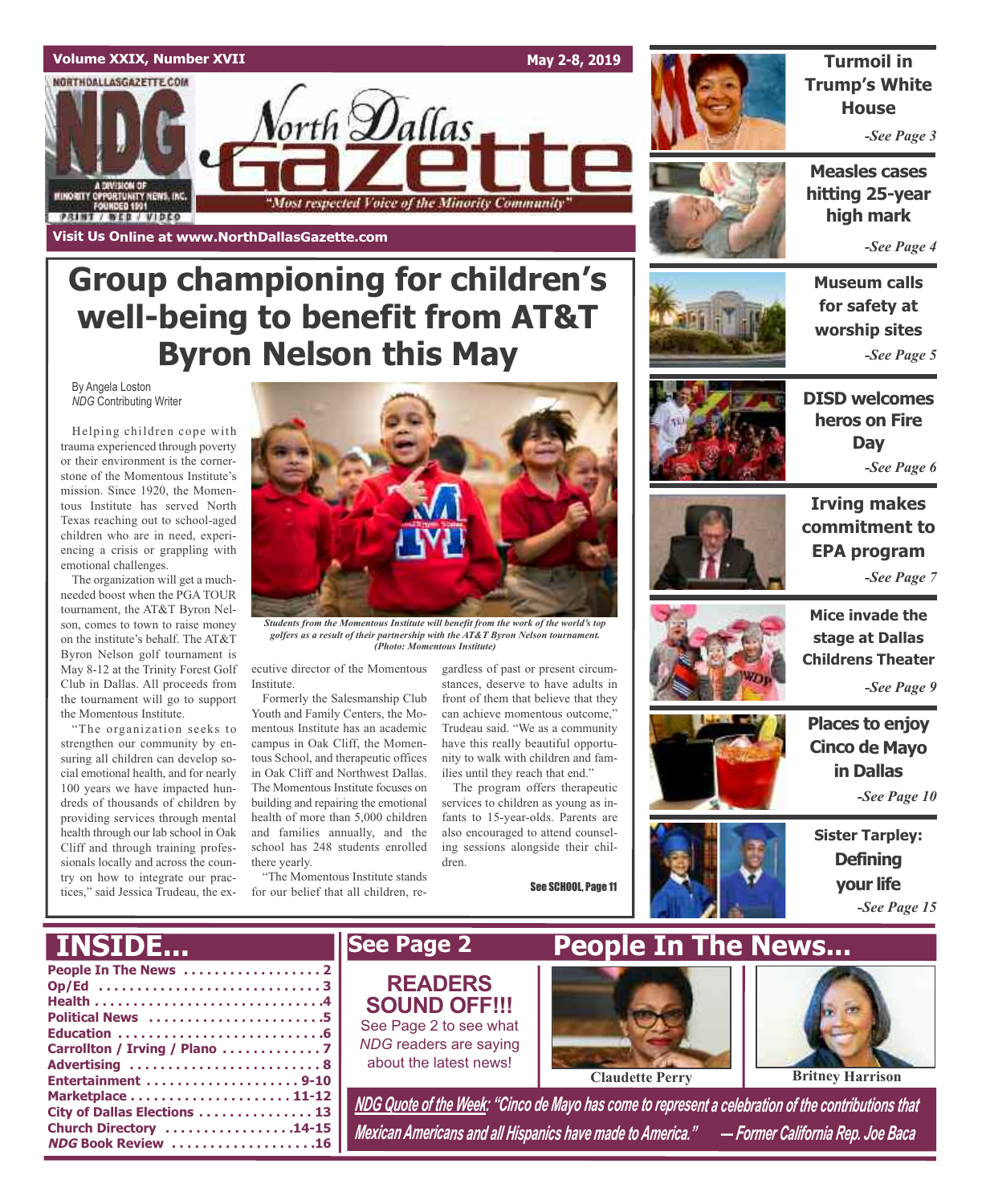Volume XXIX, Number XVII

May 2-8, 2019

# North Dallas Gazette

"Most respected Voice of the Minority Community"

A DIVISION OF MINORITY OPPORTUNITY NEWS, INC. FOUNDED 1991 PRINT / WEB / VIDEO

Visit Us Online at www.NorthDallasGazette.com

# Group championing for children's well-being to benefit from AT&T Byron Nelson this May

By Angela Loston
*NDG* Contributing Writer

Helping children cope with trauma experienced through poverty or their environment is the cornerstone of the Momentous Institute's mission. Since 1920, the Momentous Institute has served North Texas reaching out to school-aged children who are in need, experiencing a crisis or grappling with emotional challenges.

The organization will get a much-needed boost when the PGA TOUR tournament, the AT&T Byron Nelson, comes to town to raise money on the institute's behalf. The AT&T Byron Nelson golf tournament is May 8-12 at the Trinity Forest Golf Club in Dallas. All proceeds from the tournament will go to support the Momentous Institute.

"The organization seeks to strengthen our community by ensuring all children can develop social emotional health, and for nearly 100 years we have impacted hundreds of thousands of children by providing services through mental health through our lab school in Oak Cliff and through training professionals locally and across the country on how to integrate our practices," said Jessica Trudeau, the executive director of the Momentous Institute.

*Students from the Momentous Institute will benefit from the work of the world's top golfers as a result of their partnership with the AT&T Byron Nelson tournament. (Photo: Momentous Institute)*

Formerly the Salesmanship Club Youth and Family Centers, the Momentous Institute has an academic campus in Oak Cliff, the Momentous School, and therapeutic offices in Oak Cliff and Northwest Dallas. The Momentous Institute focuses on building and repairing the emotional health of more than 5,000 children and families annually, and the school has 248 students enrolled there yearly.

"The Momentous Institute stands for our belief that all children, regardless of past or present circumstances, deserve to have adults in front of them that believe that they can achieve momentous outcome," Trudeau said. "We as a community have this really beautiful opportunity to walk with children and families until they reach that end."

The program offers therapeutic services to children as young as infants to 15-year-olds. Parents are also encouraged to attend counseling sessions alongside their children.

See SCHOOL, Page 11

## Turmoil in Trump's White House
*-See Page 3*

## Measles cases hitting 25-year high mark
*-See Page 4*

## Museum calls for safety at worship sites
*-See Page 5*

## DISD welcomes heros on Fire Day
*-See Page 6*

## Irving makes commitment to EPA program
*-See Page 7*

## Mice invade the stage at Dallas Childrens Theater
*-See Page 9*

## Places to enjoy Cinco de Mayo in Dallas
*-See Page 10*

## Sister Tarpley: Defining your life
*-See Page 15*

## INSIDE...

- People In The News . . . . . 2
- Op/Ed . . . . . 3
- Health . . . . . 4
- Political News . . . . . 5
- Education . . . . . 6
- Carrollton / Irving / Plano . . . . . 7
- Advertising . . . . . 8
- Entertainment . . . . . 9-10
- Marketplace . . . . . 11-12
- City of Dallas Elections . . . . . 13
- Church Directory . . . . . 14-15
- *NDG* Book Review . . . . . 16

## See Page 2

**READERS SOUND OFF!!!**
See Page 2 to see what *NDG* readers are saying about the latest news!

## People In The News...

Claudette Perry

Britney Harrison

***NDG Quote of the Week:* "Cinco de Mayo has come to represent a celebration of the contributions that Mexican Americans and all Hispanics have made to America." — Former California Rep. Joe Baca**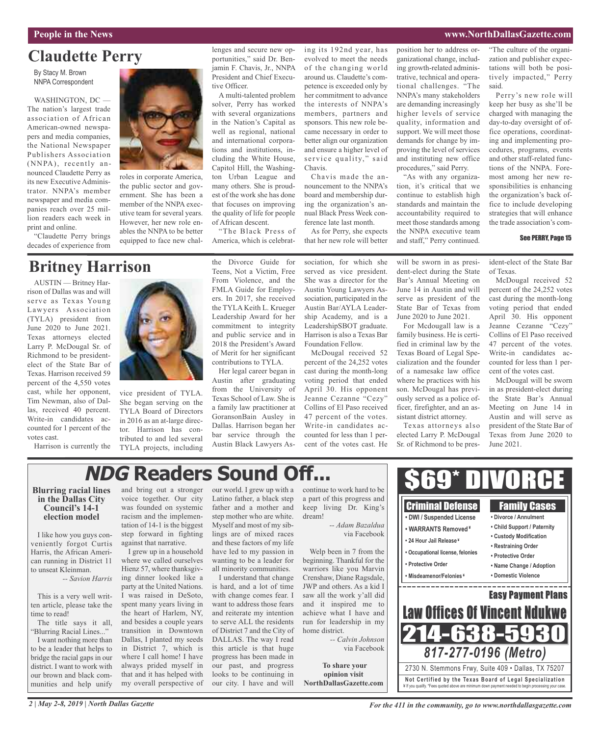# Claudette Perry

By Stacy M. Brown
NNPA Correspondent

WASHINGTON, DC — The nation's largest trade association of African American-owned newspapers and media companies, the National Newspaper Publishers Association (NNPA), recently announced Claudette Perry as its new Executive Administrator. NNPA's member newspaper and media companies reach over 25 million readers each week in print and online.

"Claudette Perry brings decades of experience from roles in corporate America, the public sector and government. She has been a member of the NNPA executive team for several years. However, her new role enables the NNPA to be better equipped to face new challenges and secure new opportunities," said Dr. Benjamin F. Chavis, Jr., NNPA President and Chief Executive Officer.

A multi-talented problem solver, Perry has worked with several organizations in the Nation's Capital as well as regional, national and international corporations and institutions, including the White House, Capitol Hill, the Washington Urban League and many others. She is proudest of the work she has done that focuses on improving the quality of life for people of African descent.

"The Black Press of America, which is celebrating its 192nd year, has evolved to meet the needs of the changing world around us. Claudette's competence is exceeded only by her commitment to advance the interests of NNPA's members, partners and sponsors. This new role became necessary in order to better align our organization and ensure a higher level of service quality," said Chavis.

Chavis made the announcement to the NNPA's board and membership during the organization's annual Black Press Week conference late last month.

As for Perry, she expects that her new role will better position her to address organizational change, including growth-related administrative, technical and operational challenges. "The NNPA's many stakeholders are demanding increasingly higher levels of service quality, information and support. We will meet those demands for change by improving the level of services and instituting new office procedures," said Perry.

"As with any organization, it's critical that we continue to establish high standards and maintain the accountability required to meet those standards among the NNPA executive team and staff," Perry continued.

"The culture of the organization and publisher expectations will both be positively impacted," Perry said.

Perry's new role will keep her busy as she'll be charged with managing the day-to-day oversight of office operations, coordinating and implementing procedures, programs, events and other staff-related functions of the NNPA. Foremost among her new responsibilities is enhancing the organization's back office to include developing strategies that will enhance the trade association's com-

See PERRY, Page 15

# Britney Harrison

AUSTIN — Britney Harrison of Dallas was and will serve as Texas Young Lawyers Association (TYLA) president from June 2020 to June 2021. Texas attorneys elected Larry P. McDougal Sr. of Richmond to be president-elect of the State Bar of Texas. Harrison received 59 percent of the 4,550 votes cast, while her opponent, Tim Newman, also of Dallas, received 40 percent. Write-in candidates accounted for 1 percent of the votes cast.

Harrison is currently the vice president of TYLA. She began serving on the TYLA Board of Directors in 2016 as an at-large director. Harrison has contributed to and led several TYLA projects, including the Divorce Guide for Teens, Not a Victim, Free From Violence, and the FMLA Guide for Employers. In 2017, she received the TYLA Keith L. Krueger Leadership Award for her commitment to integrity and public service and in 2018 the President's Award of Merit for her significant contributions to TYLA.

Her legal career began in Austin after graduating from the University of Texas School of Law. She is a family law practitioner at GoransonBain Ausley in Dallas. Harrison began her bar service through the Austin Black Lawyers Association, for which she served as vice president. She was a director for the Austin Young Lawyers Association, participated in the Austin Bar/AYLA Leadership Academy, and is a LeadershipSBOT graduate. Harrison is also a Texas Bar Foundation Fellow.

McDougal received 52 percent of the 24,252 votes cast during the month-long voting period that ended April 30. His opponent Jeanne Cezanne "Cezy" Collins of El Paso received 47 percent of the votes. Write-in candidates accounted for less than 1 percent of the votes cast. He will be sworn in as president-elect during the State Bar's Annual Meeting on June 14 in Austin and will serve as president of the State Bar of Texas from June 2020 to June 2021.

For Mcdougall law is a family business. He is certified in criminal law by the Texas Board of Legal Specialization and the founder of a namesake law office where he practices with his son. McDougal has previously served as a police officer, firefighter, and an assistant district attorney.

Texas attorneys also elected Larry P. McDougal Sr. of Richmond to be president-elect of the State Bar of Texas.

McDougal received 52 percent of the 24,252 votes cast during the month-long voting period that ended April 30. His opponent Jeanne Cezanne "Cezy" Collins of El Paso received 47 percent of the votes. Write-in candidates accounted for less than 1 percent of the votes cast.

McDougal will be sworn in as president-elect during the State Bar's Annual Meeting on June 14 in Austin and will serve as president of the State Bar of Texas from June 2020 to June 2021.

# *NDG* Readers Sound Off...

**Blurring racial lines in the Dallas City Council's 14-1 election model**

I like how you guys conveniently forgot Curtis Harris, the African American running in District 11 to unseat Kleinman.

*-- Savion Harris*

This is a very well written article, please take the time to read!

The title says it all, "Blurring Racial Lines..."

I want nothing more than to be a leader that helps to bridge the racial gaps in our district. I want to work with our brown and black communities and help unify and bring out a stronger voice together. Our city was founded on systemic racism and the implementation of 14-1 is the biggest step forward in fighting against that narrative.

I grew up in a household where we called ourselves Hienz 57, where thanksgiving dinner looked like a party at the United Nations. I was raised in DeSoto, spent many years living in the heart of Harlem, NY, and besides a couple years transition in Downtown Dallas, I planted my seeds in District 7, which is where I call home! I have always prided myself in that and it has helped with my overall perspective of our world. I grew up with a Latino father, a black step father and a mother and step mother who are white. Myself and most of my siblings are of mixed races and these factors of my life have led to my passion in wanting to be a leader for all minority communities.

I understand that change is hard, and a lot of time with change comes fear. I want to address those fears and reiterate my intention to serve ALL the residents of District 7 and the City of DALLAS. The way I read this article is that huge progress has been made in our past, and progress looks to be continuing in our city. I have and will continue to work hard to be a part of this progress and keep living Dr. King's dream!

*-- Adam Bazaldua*
via Facebook

Welp been in 7 from the beginning. Thankful for the warriors like you Marvin Crenshaw, Diane Ragsdale, JWP and others. As a kid I saw all the work y'all did and it inspired me to achieve what I have and run for leadership in my home district.

*-- Calvin Johnson*
via Facebook

**To share your opinion visit NorthDallasGazette.com**

**$69* DIVORCE**

**Criminal Defense**
- DWI / Suspended License
- WARRANTS Removed¥
- 24 Hour Jail Release¥
- Occupational license, felonies
- Protective Order
- Misdeameanor/Felonies¥

**Family Cases**
- Divorce / Annulment
- Child Support / Paternity
- Custody Modification
- Restraining Order
- Protective Order
- Name Change / Adoption
- Domestic Violence

**Easy Payment Plans**

**Law Offices Of Vincent Ndukwe**

**214-638-5930**

*817-277-0196 (Metro)*

2730 N. Stemmons Frwy, Suite 409 • Dallas, TX 75207

**Not Certified by the Texas Board of Legal Specialization**
¥ If you qualify. *Fees quoted above are minimum down payment needed to begin processing your case.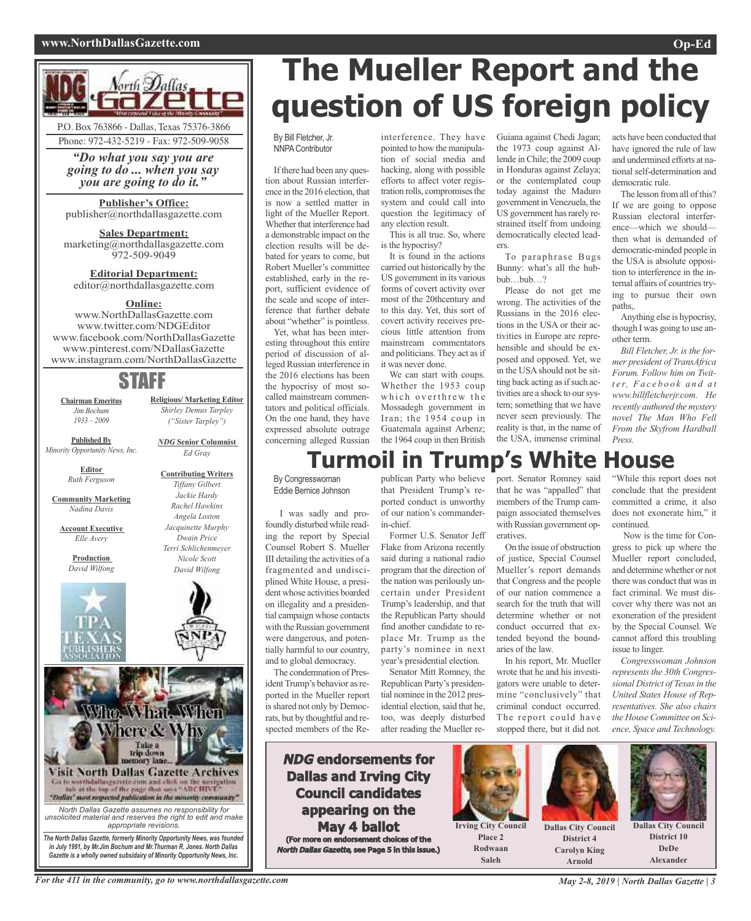North Dallas Gazette

P.O. Box 763866 - Dallas, Texas 75376-3866
Phone: 972-432-5219 - Fax: 972-509-9058

*"Do what you say you are going to do ... when you say you are going to do it."*

**Publisher's Office:**
publisher@northdallasgazette.com

**Sales Department:**
marketing@northdallasgazette.com
972-509-9049

**Editorial Department:**
editor@northdallasgazette.com

**Online:**
www.NorthDallasGazette.com
www.twitter.com/NDGEditor
www.facebook.com/NorthDallasGazette
www.pinterest.com/NDallasGazette
www.instagram.com/NorthDallasGazette

## STAFF

**Chairman Emeritus**
*Jim Bochum*
*1933 – 2009*

**Published By**
*Minority Opportunity News, Inc.*

**Editor**
*Ruth Ferguson*

**Community Marketing**
*Nadina Davis*

**Account Executive**
*Elle Avery*

**Production**
*David Wilfong*

**Religious/ Marketing Editor**
*Shirley Demus Tarpley*
*("Sister Tarpley")*

***NDG* Senior Columnist**
*Ed Gray*

**Contributing Writers**
*Tiffany Gilbert*
*Jackie Hardy*
*Rachel Hawkins*
*Angela Loston*
*Jacquinette Murphy*
*Dwain Price*
*Terri Schlichenmeyer*
*Nicole Scott*
*David Wilfong*

Who, What, When Where & Why
Take a trip down memory lane...
Visit North Dallas Gazette Archives
Go to northdallasgazette.com and click on the navigation tab at the top of the page that says "ARCHIVE"
"Dallas' most respected publication in the minority community"

*North Dallas Gazette assumes no responsibility for unsolicited material and reserves the right to edit and make appropriate revisions.*

***The North Dallas Gazette, formerly Minority Opportunity News, was founded in July 1991, by Mr.Jim Bochum and Mr.Thurman R. Jones. North Dallas Gazette is a wholly owned subsidairy of Minority Opportunity News, Inc.***

# The Mueller Report and the question of US foreign policy

By Bill Fletcher, Jr.
NNPA Contributor

If there had been any question about Russian interference in the 2016 election, that is now a settled matter in light of the Mueller Report. Whether that interference had a demonstrable impact on the election results will be debated for years to come, but Robert Mueller's committee established, early in the report, sufficient evidence of the scale and scope of interference that further debate about "whether" is pointless.

Yet, what has been interesting throughout this entire period of discussion of alleged Russian interference in the 2016 elections has been the hypocrisy of most so-called mainstream commentators and political officials. On the one hand, they have expressed absolute outrage concerning alleged Russian interference. They have pointed to how the manipulation of social media and hacking, along with possible efforts to affect voter registration rolls, compromises the system and could call into question the legitimacy of any election result.

This is all true. So, where is the hypocrisy?

It is found in the actions carried out historically by the US government in its various forms of covert activity over most of the 20thcentury and to this day. Yet, this sort of covert activity receives precious little attention from mainstream commentators and politicians. They act as if it was never done.

We can start with coups. Whether the 1953 coup which overthrew the Mossadegh government in Iran; the 1954 coup in Guatemala against Arbenz; the 1964 coup in then British Guiana against Chedi Jagan; the 1973 coup against Allende in Chile; the 2009 coup in Honduras against Zelaya; or the contemplated coup today against the Maduro government in Venezuela, the US government has rarely restrained itself from undoing democratically elected leaders.

To paraphrase Bugs Bunny: what's all the hubbub…bub…?

Please do not get me wrong. The activities of the Russians in the 2016 elections in the USA or their activities in Europe are reprehensible and should be exposed and opposed. Yet, we in the USA should not be sitting back acting as if such activities are a shock to our system; something that we have never seen previously. The reality is that, in the name of the USA, immense criminal acts have been conducted that have ignored the rule of law and undermined efforts at national self-determination and democratic rule.

The lesson from all of this? If we are going to oppose Russian electoral interference—which we should—then what is demanded of democratic-minded people in the USA is absolute opposition to interference in the internal affairs of countries trying to pursue their own paths,.

Anything else is hypocrisy, though I was going to use another term.

*Bill Fletcher, Jr. is the former president of TransAfrica Forum. Follow him on Twitter, Facebook and at www.billfletcherjr.com. He recently authored the mystery novel The Man Who Fell From the Skyfrom Hardball Press.*

# Turmoil in Trump's White House

By Congresswoman Eddie Bernice Johnson

I was sadly and profoundly disturbed while reading the report by Special Counsel Robert S. Mueller III detailing the activities of a fragmented and undisciplined White House, a president whose activities boarded on illegality and a presidential campaign whose contacts with the Russian government were dangerous, and potentially harmful to our country, and to global democracy.

The condemnation of President Trump's behavior as reported in the Mueller report is shared not only by Democrats, but by thoughtful and respected members of the Republican Party who believe that President Trump's reported conduct is unworthy of our nation's commander-in-chief.

Former U.S. Senator Jeff Flake from Arizona recently said during a national radio program that the direction of the nation was perilously uncertain under President Trump's leadership, and that the Republican Party should find another candidate to replace Mr. Trump as the party's nominee in next year's presidential election.

Senator Mitt Romney, the Republican Party's presidential nominee in the 2012 presidential election, said that he, too, was deeply disturbed after reading the Mueller report. Senator Romney said that he was "appalled" that members of the Trump campaign associated themselves with Russian government operatives.

On the issue of obstruction of justice, Special Counsel Mueller's report demands that Congress and the people of our nation commence a search for the truth that will determine whether or not conduct occurred that extended beyond the boundaries of the law.

In his report, Mr. Mueller wrote that he and his investigators were unable to determine "conclusively" that criminal conduct occurred. The report could have stopped there, but it did not. "While this report does not conclude that the president committed a crime, it also does not exonerate him," it continued.

Now is the time for Congress to pick up where the Mueller report concluded, and determine whether or not there was conduct that was in fact criminal. We must discover why there was not an exoneration of the president by the Special Counsel. We cannot afford this troubling issue to linger.

*Congresswoman Johnson represents the 30th Congressional District of Texas in the United States House of Representatives. She also chairs the House Committee on Science, Space and Technology.*

## *NDG* endorsements for Dallas and Irving City Council candidates appearing on the May 4 ballot

**(For more on endorsement choices of the *North Dallas Gazette*, see Page 5 in this issue.)**

**Irving City Council Place 2**
**Rodwaan Saleh**

**Dallas City Council District 4**
**Carolyn King Arnold**

**Dallas City Council District 10**
**DeDe Alexander**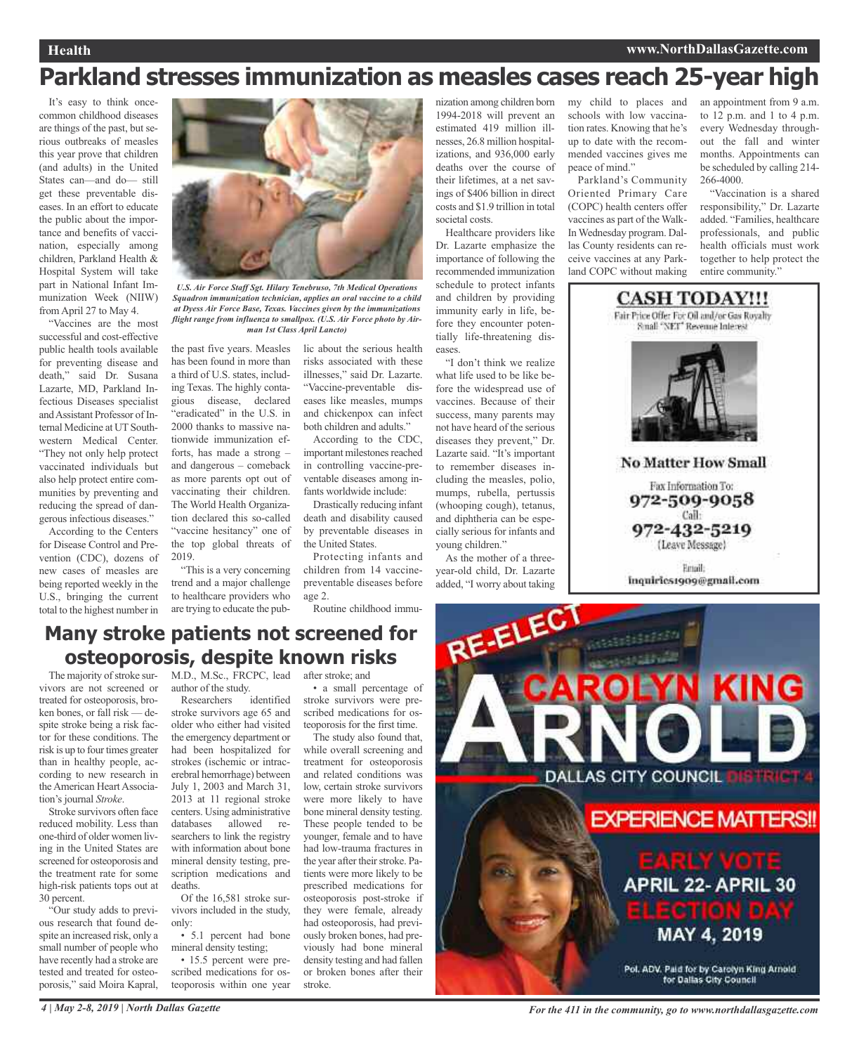# Parkland stresses immunization as measles cases reach 25-year high

It's easy to think once-common childhood diseases are things of the past, but serious outbreaks of measles this year prove that children (and adults) in the United States can—and do— still get these preventable diseases. In an effort to educate the public about the importance and benefits of vaccination, especially among children, Parkland Health & Hospital System will take part in National Infant Immunization Week (NIIW) from April 27 to May 4.

"Vaccines are the most successful and cost-effective public health tools available for preventing disease and death," said Dr. Susana Lazarte, MD, Parkland Infectious Diseases specialist and Assistant Professor of Internal Medicine at UT Southwestern Medical Center. "They not only help protect vaccinated individuals but also help protect entire communities by preventing and reducing the spread of dangerous infectious diseases."

According to the Centers for Disease Control and Prevention (CDC), dozens of new cases of measles are being reported weekly in the U.S., bringing the current total to the highest number in the past five years. Measles has been found in more than a third of U.S. states, including Texas. The highly contagious disease, declared "eradicated" in the U.S. in 2000 thanks to massive nationwide immunization efforts, has made a strong – and dangerous – comeback as more parents opt out of vaccinating their children. The World Health Organization declared this so-called "vaccine hesitancy" one of the top global threats of 2019.

*U.S. Air Force Staff Sgt. Hilary Tenebruso, 7th Medical Operations Squadron immunization technician, applies an oral vaccine to a child at Dyess Air Force Base, Texas. Vaccines given by the immunizations flight range from influenza to smallpox. (U.S. Air Force photo by Airman 1st Class April Lancto)*

"This is a very concerning trend and a major challenge to healthcare providers who are trying to educate the public about the serious health risks associated with these illnesses," said Dr. Lazarte. "Vaccine-preventable diseases like measles, mumps and chickenpox can infect both children and adults."

According to the CDC, important milestones reached in controlling vaccine-preventable diseases among infants worldwide include:

Drastically reducing infant death and disability caused by preventable diseases in the United States.

Protecting infants and children from 14 vaccine-preventable diseases before age 2.

Routine childhood immunization among children born 1994-2018 will prevent an estimated 419 million illnesses, 26.8 million hospitalizations, and 936,000 early deaths over the course of their lifetimes, at a net savings of $406 billion in direct costs and $1.9 trillion in total societal costs.

Healthcare providers like Dr. Lazarte emphasize the importance of following the recommended immunization schedule to protect infants and children by providing immunity early in life, before they encounter potentially life-threatening diseases.

"I don't think we realize what life used to be like before the widespread use of vaccines. Because of their success, many parents may not have heard of the serious diseases they prevent," Dr. Lazarte said. "It's important to remember diseases including the measles, polio, mumps, rubella, pertussis (whooping cough), tetanus, and diphtheria can be especially serious for infants and young children."

As the mother of a three-year-old child, Dr. Lazarte added, "I worry about taking my child to places and schools with low vaccination rates. Knowing that he's up to date with the recommended vaccines gives me peace of mind."

Parkland's Community Oriented Primary Care (COPC) health centers offer vaccines as part of the Walk-In Wednesday program. Dallas County residents can receive vaccines at any Parkland COPC without making an appointment from 9 a.m. to 12 p.m. and 1 to 4 p.m. every Wednesday throughout the fall and winter months. Appointments can be scheduled by calling 214-266-4000.

"Vaccination is a shared responsibility," Dr. Lazarte added. "Families, healthcare professionals, and public health officials must work together to help protect the entire community."

**CASH TODAY!!!**

Fair Price Offer For Oil and/or Gas Royalty Small "NET" Revenue Interest

**No Matter How Small**

Fax Information To: **972-509-9058**

Call: **972-432-5219** (Leave Message)

Email: inquiries1909@gmail.com

# Many stroke patients not screened for osteoporosis, despite known risks

The majority of stroke survivors are not screened or treated for osteoporosis, broken bones, or fall risk — despite stroke being a risk factor for these conditions. The risk is up to four times greater than in healthy people, according to new research in the American Heart Association's journal *Stroke*.

Stroke survivors often face reduced mobility. Less than one-third of older women living in the United States are screened for osteoporosis and the treatment rate for some high-risk patients tops out at 30 percent.

"Our study adds to previous research that found despite an increased risk, only a small number of people who have recently had a stroke are tested and treated for osteoporosis," said Moira Kapral, M.D., M.Sc., FRCPC, lead author of the study.

Researchers identified stroke survivors age 65 and older who either had visited the emergency department or had been hospitalized for strokes (ischemic or intracerebral hemorrhage) between July 1, 2003 and March 31, 2013 at 11 regional stroke centers. Using administrative databases allowed researchers to link the registry with information about bone mineral density testing, prescription medications and deaths.

Of the 16,581 stroke survivors included in the study, only:

- 5.1 percent had bone mineral density testing;
- 15.5 percent were prescribed medications for osteoporosis within one year after stroke; and
- a small percentage of stroke survivors were prescribed medications for osteoporosis for the first time.

The study also found that, while overall screening and treatment for osteoporosis and related conditions was low, certain stroke survivors were more likely to have bone mineral density testing. These people tended to be younger, female and to have had low-trauma fractures in the year after their stroke. Patients were more likely to be prescribed medications for osteoporosis post-stroke if they were female, already had osteoporosis, had previously broken bones, had previously had bone mineral density testing and had fallen or broken bones after their stroke.

RE-ELECT **CAROLYN KING ARNOLD**

DALLAS CITY COUNCIL DISTRICT 4

**EXPERIENCE MATTERS!!**

**EARLY VOTE** APRIL 22- APRIL 30

**ELECTION DAY** MAY 4, 2019

Pol. ADV. Paid for by Carolyn King Arnold for Dallas City Council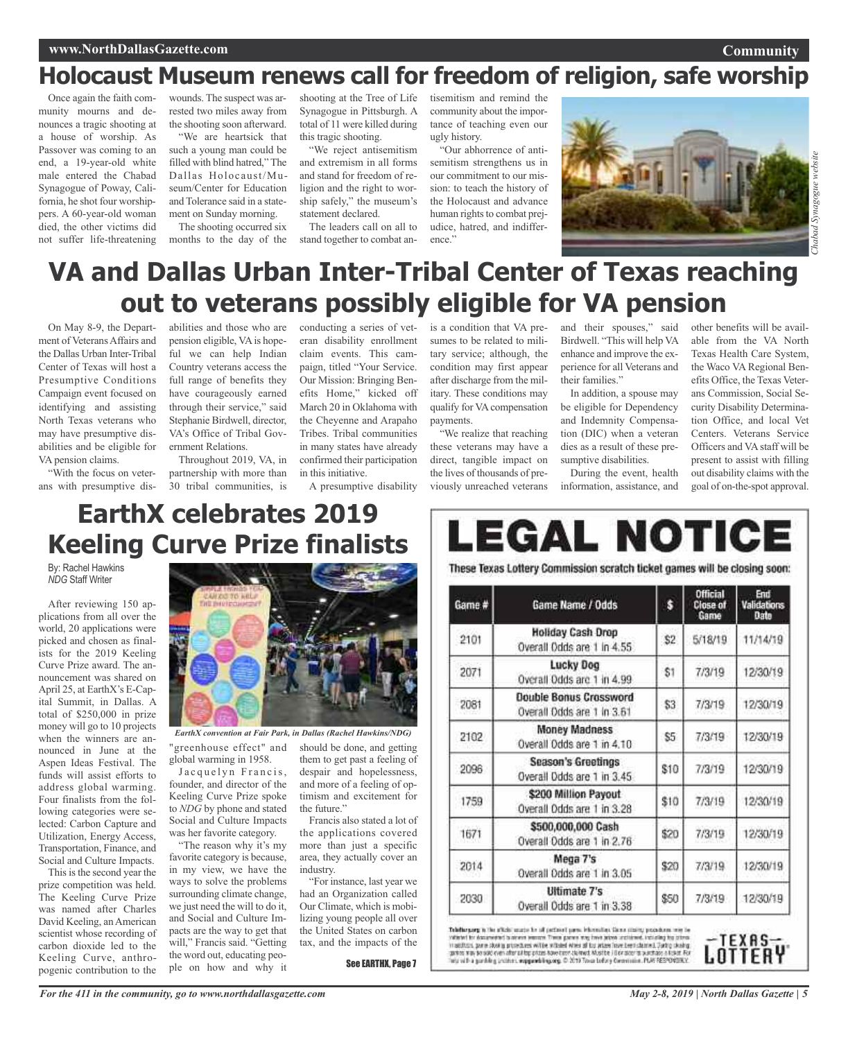# Holocaust Museum renews call for freedom of religion, safe worship

Once again the faith community mourns and denounces a tragic shooting at a house of worship. As Passover was coming to an end, a 19-year-old white male entered the Chabad Synagogue of Poway, California, he shot four worshippers. A 60-year-old woman died, the other victims did not suffer life-threatening wounds. The suspect was arrested two miles away from the shooting soon afterward.

"We are heartsick that such a young man could be filled with blind hatred," The Dallas Holocaust/Museum/Center for Education and Tolerance said in a statement on Sunday morning.

The shooting occurred six months to the day of the shooting at the Tree of Life Synagogue in Pittsburgh. A total of 11 were killed during this tragic shooting.

"We reject antisemitism and extremism in all forms and stand for freedom of religion and the right to worship safely," the museum's statement declared.

The leaders call on all to stand together to combat antisemitism and remind the community about the importance of teaching even our ugly history.

"Our abhorrence of antisemitism strengthens us in our commitment to our mission: to teach the history of the Holocaust and advance human rights to combat prejudice, hatred, and indifference."

*Chabad Synagogue website*

# VA and Dallas Urban Inter-Tribal Center of Texas reaching out to veterans possibly eligible for VA pension

On May 8-9, the Department of Veterans Affairs and the Dallas Urban Inter-Tribal Center of Texas will host a Presumptive Conditions Campaign event focused on identifying and assisting North Texas veterans who may have presumptive disabilities and be eligible for VA pension claims.

"With the focus on veterans with presumptive disabilities and those who are pension eligible, VA is hopeful we can help Indian Country veterans access the full range of benefits they have courageously earned through their service," said Stephanie Birdwell, director, VA's Office of Tribal Government Relations.

Throughout 2019, VA, in partnership with more than 30 tribal communities, is conducting a series of veteran disability enrollment claim events. This campaign, titled "Your Service. Our Mission: Bringing Benefits Home," kicked off March 20 in Oklahoma with the Cheyenne and Arapaho Tribes. Tribal communities in many states have already confirmed their participation in this initiative.

A presumptive disability is a condition that VA presumes to be related to military service; although, the condition may first appear after discharge from the military. These conditions may qualify for VA compensation payments.

"We realize that reaching these veterans may have a direct, tangible impact on the lives of thousands of previously unreached veterans and their spouses," said Birdwell. "This will help VA enhance and improve the experience for all Veterans and their families."

In addition, a spouse may be eligible for Dependency and Indemnity Compensation (DIC) when a veteran dies as a result of these presumptive disabilities.

During the event, health information, assistance, and other benefits will be available from the VA North Texas Health Care System, the Waco VA Regional Benefits Office, the Texas Veterans Commission, Social Security Disability Determination Office, and local Vet Centers. Veterans Service Officers and VA staff will be present to assist with filling out disability claims with the goal of on-the-spot approval.

# EarthX celebrates 2019 Keeling Curve Prize finalists

By: Rachel Hawkins
*NDG* Staff Writer

After reviewing 150 applications from all over the world, 20 applications were picked and chosen as finalists for the 2019 Keeling Curve Prize award. The announcement was shared on April 25, at EarthX's E-Capital Summit, in Dallas. A total of $250,000 in prize money will go to 10 projects when the winners are announced in June at the Aspen Ideas Festival. The funds will assist efforts to address global warming. Four finalists from the following categories were selected: Carbon Capture and Utilization, Energy Access, Transportation, Finance, and Social and Culture Impacts.

This is the second year the prize competition was held. The Keeling Curve Prize was named after Charles David Keeling, an American scientist whose recording of carbon dioxide led to the Keeling Curve, anthropogenic contribution to the "greenhouse effect" and global warming in 1958.

*EarthX convention at Fair Park, in Dallas (Rachel Hawkins/NDG)*

Jacquelyn Francis, founder, and director of the Keeling Curve Prize spoke to *NDG* by phone and stated Social and Culture Impacts was her favorite category.

"The reason why it's my favorite category is because, in my view, we have the ways to solve the problems surrounding climate change, we just need the will to do it, and Social and Culture Impacts are the way to get that will," Francis said. "Getting the word out, educating people on how and why it should be done, and getting them to get past a feeling of despair and hopelessness, and more of a feeling of optimism and excitement for the future."

Francis also stated a lot of the applications covered more than just a specific area, they actually cover an industry.

"For instance, last year we had an Organization called Our Climate, which is mobilizing young people all over the United States on carbon tax, and the impacts of the

See EARTHX, Page 7

# LEGAL NOTICE

These Texas Lottery Commission scratch ticket games will be closing soon:

| Game # | Game Name / Odds | $ | Official Close of Game | End Validations Date |
|---|---|---|---|---|
| 2101 | **Holiday Cash Drop** Overall Odds are 1 in 4.55 | $2 | 5/18/19 | 11/14/19 |
| 2071 | **Lucky Dog** Overall Odds are 1 in 4.99 | $1 | 7/3/19 | 12/30/19 |
| 2081 | **Double Bonus Crossword** Overall Odds are 1 in 3.61 | $3 | 7/3/19 | 12/30/19 |
| 2102 | **Money Madness** Overall Odds are 1 in 4.10 | $5 | 7/3/19 | 12/30/19 |
| 2096 | **Season's Greetings** Overall Odds are 1 in 3.45 | $10 | 7/3/19 | 12/30/19 |
| 1759 | **$200 Million Payout** Overall Odds are 1 in 3.28 | $10 | 7/3/19 | 12/30/19 |
| 1671 | **$500,000,000 Cash** Overall Odds are 1 in 2.76 | $20 | 7/3/19 | 12/30/19 |
| 2014 | **Mega 7's** Overall Odds are 1 in 3.05 | $20 | 7/3/19 | 12/30/19 |
| 2030 | **Ultimate 7's** Overall Odds are 1 in 3.38 | $50 | 7/3/19 | 12/30/19 |

TEXAS LOTTERY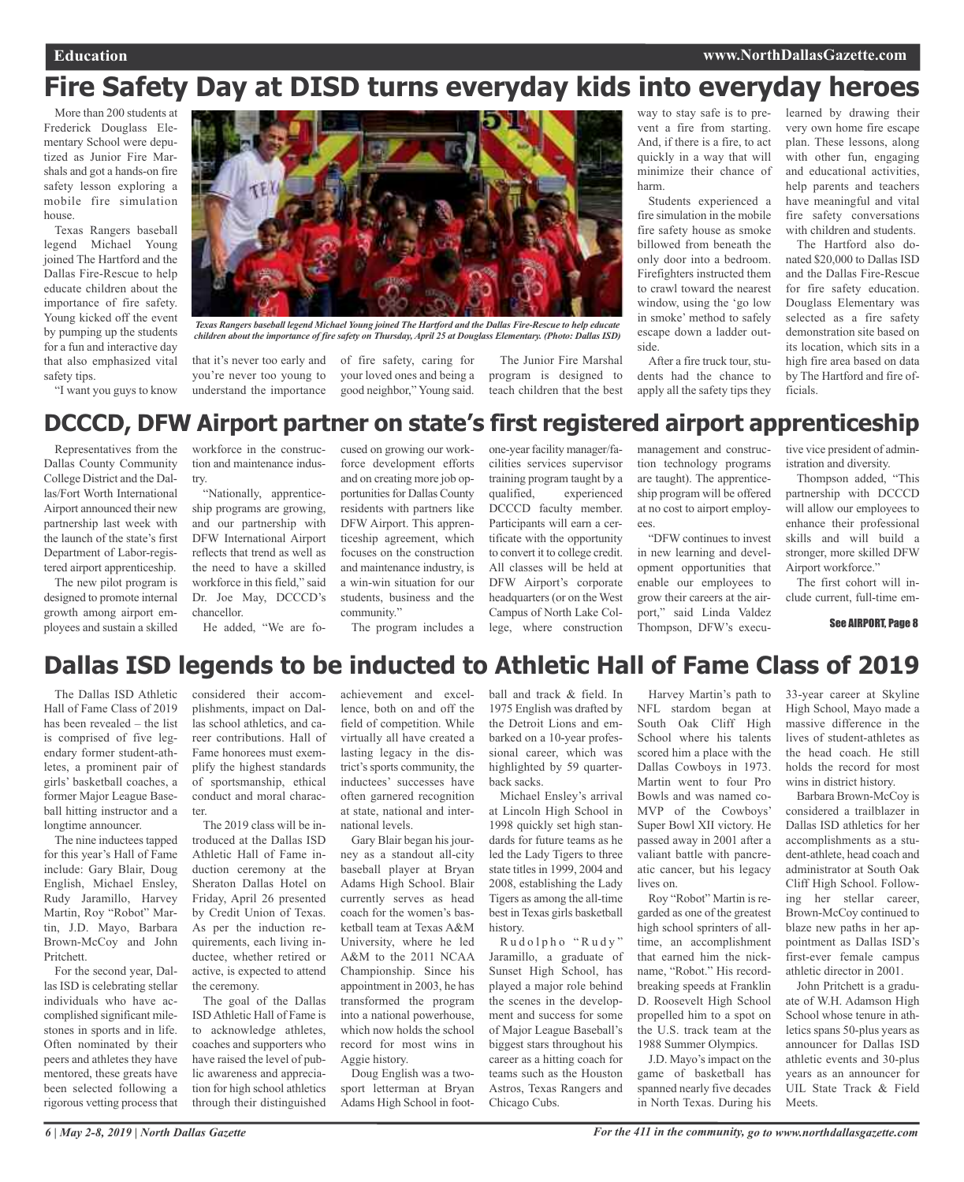# Fire Safety Day at DISD turns everyday kids into everyday heroes

More than 200 students at Frederick Douglass Elementary School were deputized as Junior Fire Marshals and got a hands-on fire safety lesson exploring a mobile fire simulation house.

Texas Rangers baseball legend Michael Young joined The Hartford and the Dallas Fire-Rescue to help educate children about the importance of fire safety. Young kicked off the event by pumping up the students for a fun and interactive day that also emphasized vital safety tips.

"I want you guys to know that it's never too early and you're never too young to understand the importance of fire safety, caring for your loved ones and being a good neighbor," Young said.

*Texas Rangers baseball legend Michael Young joined The Hartford and the Dallas Fire-Rescue to help educate children about the importance of fire safety on Thursday, April 25 at Douglass Elementary. (Photo: Dallas ISD)*

The Junior Fire Marshal program is designed to teach children that the best way to stay safe is to prevent a fire from starting. And, if there is a fire, to act quickly in a way that will minimize their chance of harm.

Students experienced a fire simulation in the mobile fire safety house as smoke billowed from beneath the only door into a bedroom. Firefighters instructed them to crawl toward the nearest window, using the 'go low in smoke' method to safely escape down a ladder outside.

After a fire truck tour, students had the chance to apply all the safety tips they learned by drawing their very own home fire escape plan. These lessons, along with other fun, engaging and educational activities, help parents and teachers have meaningful and vital fire safety conversations with children and students.

The Hartford also donated $20,000 to Dallas ISD and the Dallas Fire-Rescue for fire safety education. Douglass Elementary was selected as a fire safety demonstration site based on its location, which sits in a high fire area based on data by The Hartford and fire officials.

# DCCCD, DFW Airport partner on state's first registered airport apprenticeship

Representatives from the Dallas County Community College District and the Dallas/Fort Worth International Airport announced their new partnership last week with the launch of the state's first Department of Labor-registered airport apprenticeship.

The new pilot program is designed to promote internal growth among airport employees and sustain a skilled workforce in the construction and maintenance industry.

"Nationally, apprenticeship programs are growing, and our partnership with DFW International Airport reflects that trend as well as the need to have a skilled workforce in this field," said Dr. Joe May, DCCCD's chancellor.

He added, "We are focused on growing our workforce development efforts and on creating more job opportunities for Dallas County residents with partners like DFW Airport. This apprenticeship agreement, which focuses on the construction and maintenance industry, is a win-win situation for our students, business and the community."

The program includes a one-year facility manager/facilities services supervisor training program taught by a qualified, experienced DCCCD faculty member. Participants will earn a certificate with the opportunity to convert it to college credit. All classes will be held at DFW Airport's corporate headquarters (or on the West Campus of North Lake College, where construction management and construction technology programs are taught). The apprenticeship program will be offered at no cost to airport employees.

"DFW continues to invest in new learning and development opportunities that enable our employees to grow their careers at the airport," said Linda Valdez Thompson, DFW's executive vice president of administration and diversity.

Thompson added, "This partnership with DCCCD will allow our employees to enhance their professional skills and will build a stronger, more skilled DFW Airport workforce."

The first cohort will include current, full-time em-

**See AIRPORT, Page 8**

# Dallas ISD legends to be inducted to Athletic Hall of Fame Class of 2019

The Dallas ISD Athletic Hall of Fame Class of 2019 has been revealed – the list is comprised of five legendary former student-athletes, a prominent pair of girls' basketball coaches, a former Major League Baseball hitting instructor and a longtime announcer.

The nine inductees tapped for this year's Hall of Fame include: Gary Blair, Doug English, Michael Ensley, Rudy Jaramillo, Harvey Martin, Roy "Robot" Martin, J.D. Mayo, Barbara Brown-McCoy and John Pritchett.

For the second year, Dallas ISD is celebrating stellar individuals who have accomplished significant milestones in sports and in life. Often nominated by their peers and athletes they have mentored, these greats have been selected following a rigorous vetting process that considered their accomplishments, impact on Dallas school athletics, and career contributions. Hall of Fame honorees must exemplify the highest standards of sportsmanship, ethical conduct and moral character.

The 2019 class will be introduced at the Dallas ISD Athletic Hall of Fame induction ceremony at the Sheraton Dallas Hotel on Friday, April 26 presented by Credit Union of Texas. As per the induction requirements, each living inductee, whether retired or active, is expected to attend the ceremony.

The goal of the Dallas ISD Athletic Hall of Fame is to acknowledge athletes, coaches and supporters who have raised the level of public awareness and appreciation for high school athletics through their distinguished achievement and excellence, both on and off the field of competition. While virtually all have created a lasting legacy in the district's sports community, the inductees' successes have often garnered recognition at state, national and international levels.

Gary Blair began his journey as a standout all-city baseball player at Bryan Adams High School. Blair currently serves as head coach for the women's basketball team at Texas A&M University, where he led A&M to the 2011 NCAA Championship. Since his appointment in 2003, he has transformed the program into a national powerhouse, which now holds the school record for most wins in Aggie history.

Doug English was a two-sport letterman at Bryan Adams High School in football and track & field. In 1975 English was drafted by the Detroit Lions and embarked on a 10-year professional career, which was highlighted by 59 quarterback sacks.

Michael Ensley's arrival at Lincoln High School in 1998 quickly set high standards for future teams as he led the Lady Tigers to three state titles in 1999, 2004 and 2008, establishing the Lady Tigers as among the all-time best in Texas girls basketball history.

Rudolpho "Rudy" Jaramillo, a graduate of Sunset High School, has played a major role behind the scenes in the development and success for some of Major League Baseball's biggest stars throughout his career as a hitting coach for teams such as the Houston Astros, Texas Rangers and Chicago Cubs.

Harvey Martin's path to NFL stardom began at South Oak Cliff High School where his talents scored him a place with the Dallas Cowboys in 1973. Martin went to four Pro Bowls and was named co-MVP of the Cowboys' Super Bowl XII victory. He passed away in 2001 after a valiant battle with pancreatic cancer, but his legacy lives on.

Roy "Robot" Martin is regarded as one of the greatest high school sprinters of all-time, an accomplishment that earned him the nickname, "Robot." His record-breaking speeds at Franklin D. Roosevelt High School propelled him to a spot on the U.S. track team at the 1988 Summer Olympics.

J.D. Mayo's impact on the game of basketball has spanned nearly five decades in North Texas. During his 33-year career at Skyline High School, Mayo made a massive difference in the lives of student-athletes as the head coach. He still holds the record for most wins in district history.

Barbara Brown-McCoy is considered a trailblazer in Dallas ISD athletics for her accomplishments as a student-athlete, head coach and administrator at South Oak Cliff High School. Following her stellar career, Brown-McCoy continued to blaze new paths in her appointment as Dallas ISD's first-ever female campus athletic director in 2001.

John Pritchett is a graduate of W.H. Adamson High School whose tenure in athletics spans 50-plus years as announcer for Dallas ISD athletic events and 30-plus years as an announcer for UIL State Track & Field Meets.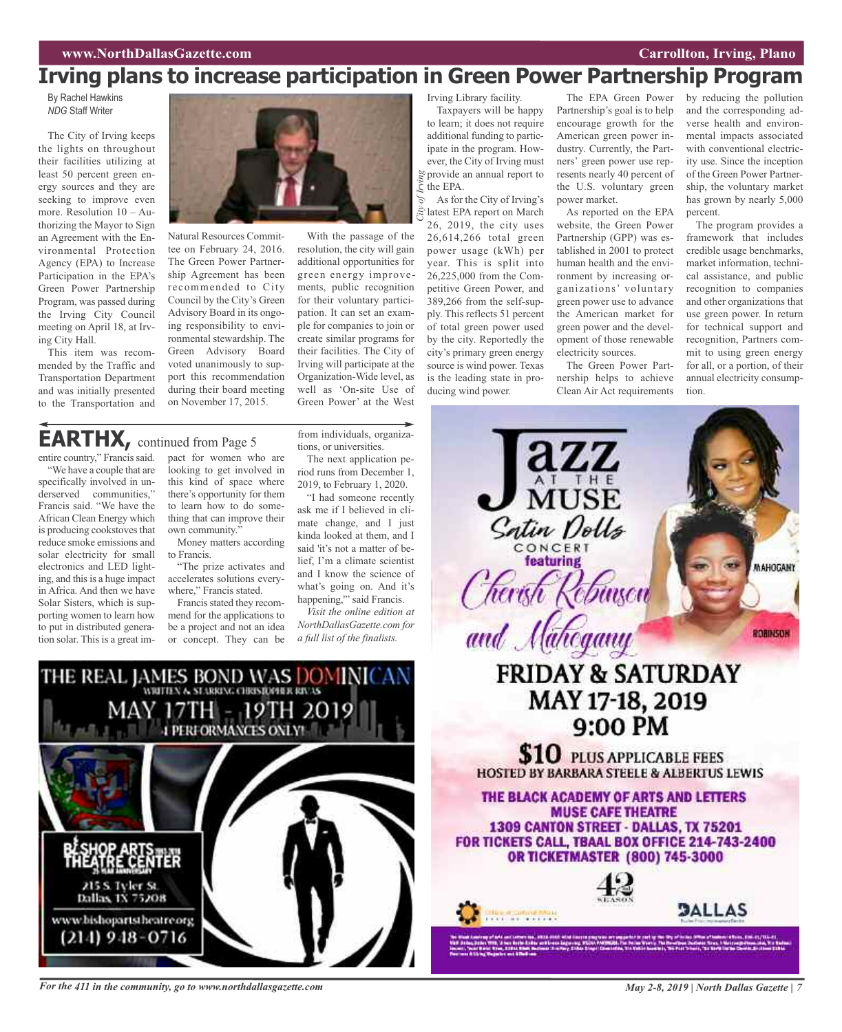# Irving plans to increase participation in Green Power Partnership Program

By Rachel Hawkins
*NDG* Staff Writer

The City of Irving keeps the lights on throughout their facilities utilizing at least 50 percent green energy sources and they are seeking to improve even more. Resolution 10 – Authorizing the Mayor to Sign an Agreement with the Environmental Protection Agency (EPA) to Increase Participation in the EPA's Green Power Partnership Program, was passed during the Irving City Council meeting on April 18, at Irving City Hall.

This item was recommended by the Traffic and Transportation Department and was initially presented to the Transportation and Natural Resources Committee on February 24, 2016. The Green Power Partnership Agreement has been recommended to City Council by the City's Green Advisory Board in its ongoing responsibility to environmental stewardship. The Green Advisory Board voted unanimously to support this recommendation during their board meeting on November 17, 2015.

With the passage of the resolution, the city will gain additional opportunities for green energy improvements, public recognition for their voluntary participation. It can set an example for companies to join or create similar programs for their facilities. The City of Irving will participate at the Organization-Wide level, as well as 'On-site Use of Green Power' at the West Irving Library facility.

*City of Irving*

Taxpayers will be happy to learn; it does not require additional funding to participate in the program. However, the City of Irving must provide an annual report to the EPA.

As for the City of Irving's latest EPA report on March 26, 2019, the city uses 26,614,266 total green power usage (kWh) per year. This is split into 26,225,000 from the Competitive Green Power, and 389,266 from the self-supply. This reflects 51 percent of total green power used by the city. Reportedly the city's primary green energy source is wind power. Texas is the leading state in producing wind power.

The EPA Green Power Partnership's goal is to help encourage growth for the American green power industry. Currently, the Partners' green power use represents nearly 40 percent of the U.S. voluntary green power market.

As reported on the EPA website, the Green Power Partnership (GPP) was established in 2001 to protect human health and the environment by increasing organizations' voluntary green power use to advance the American market for green power and the development of those renewable electricity sources.

The Green Power Partnership helps to achieve Clean Air Act requirements by reducing the pollution and the corresponding adverse health and environmental impacts associated with conventional electricity use. Since the inception of the Green Power Partnership, the voluntary market has grown by nearly 5,000 percent.

The program provides a framework that includes credible usage benchmarks, market information, technical assistance, and public recognition to companies and other organizations that use green power. In return for technical support and recognition, Partners commit to using green energy for all, or a portion, of their annual electricity consumption.

## EARTHX, continued from Page 5

entire country," Francis said.

"We have a couple that are specifically involved in underserved communities," Francis said. "We have the African Clean Energy which is producing cookstoves that reduce smoke emissions and solar electricity for small electronics and LED lighting, and this is a huge impact in Africa. And then we have Solar Sisters, which is supporting women to learn how to put in distributed generation solar. This is a great impact for women who are looking to get involved in this kind of space where there's opportunity for them to learn how to do something that can improve their own community."

Money matters according to Francis.

"The prize activates and accelerates solutions everywhere," Francis stated.

Francis stated they recommend for the applications to be a project and not an idea or concept. They can be from individuals, organizations, or universities.

The next application period runs from December 1, 2019, to February 1, 2020.

"I had someone recently ask me if I believed in climate change, and I just kinda looked at them, and I said 'it's not a matter of belief, I'm a climate scientist and I know the science of what's going on. And it's happening,'" said Francis.

*Visit the online edition at NorthDallasGazette.com for a full list of the finalists.*

THE REAL JAMES BOND WAS DOMINICAN
WRITTEN & STARRING CHRISTOPHER RIVAS
MAY 17TH - 19TH 2019
4 PERFORMANCES ONLY!
BISHOP ARTS THEATRE CENTER
215 S. Tyler St.
Dallas, TX 75208
www.bishopartstheatre.org
(214) 948-0716

Jazz AT THE MUSE
Satin Dolls CONCERT featuring
Cherish Robinson and Mahogany
FRIDAY & SATURDAY
MAY 17-18, 2019
9:00 PM
$10 PLUS APPLICABLE FEES
HOSTED BY BARBARA STEELE & ALBERTUS LEWIS
THE BLACK ACADEMY OF ARTS AND LETTERS
MUSE CAFE THEATRE
1309 CANTON STREET - DALLAS, TX 75201
FOR TICKETS CALL, TBAAL BOX OFFICE 214-743-2400
OR TICKETMASTER (800) 745-3000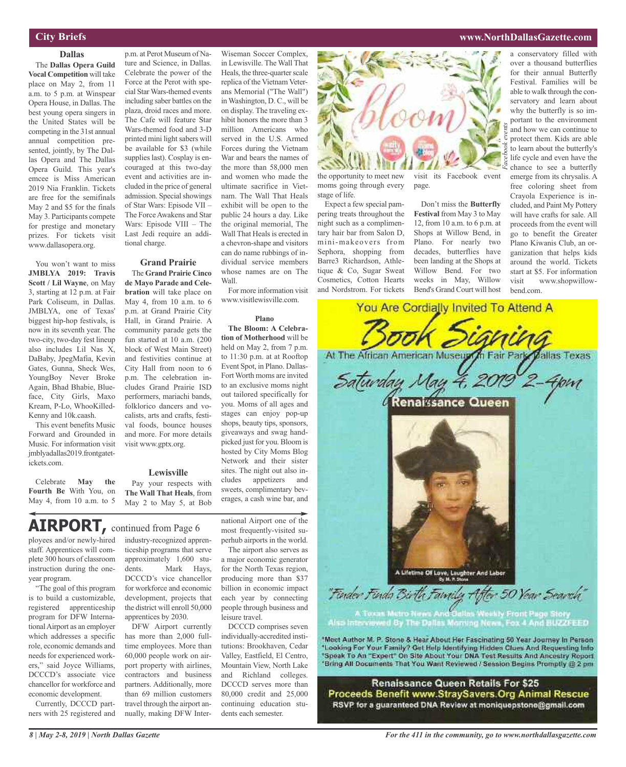## City Briefs

### Dallas

The **Dallas Opera Guild Vocal Competition** will take place on May 2, from 11 a.m. to 5 p.m. at Winspear Opera House, in Dallas. The best young opera singers in the United States will be competing in the 31st annual annual competition presented, jointly, by The Dallas Opera and The Dallas Opera Guild. This year's emcee is Miss American 2019 Nia Franklin. Tickets are free for the semifinals May 2 and $5 for the finals May 3. Participants compete for prestige and monetary prizes. For tickets visit www.dallasopera.org.

You won't want to miss **JMBLYA 2019: Travis Scott / Lil Wayne**, on May 3, starting at 12 p.m. at Fair Park Coliseum, in Dallas. JMBLYA, one of Texas' biggest hip-hop festivals, is now in its seventh year. The two-city, two-day fest lineup also includes Lil Nas X, DaBaby, JpegMafia, Kevin Gates, Gunna, Sheck Wes, YoungBoy Never Broke Again, Bhad Bhabie, Blueface, City Girls, Maxo Kream, P-Lo, WhooKilled-Kenny and 10k.caash.

This event benefits Music Forward and Grounded in Music. For information visit jmblyadallas2019.frontgatetickets.com.

Celebrate **May the Fourth Be** With You, on May 4, from 10 a.m. to 5 p.m. at Perot Museum of Nature and Science, in Dallas. Celebrate the power of the Force at the Perot with special Star Wars-themed events including saber battles on the plaza, droid races and more. The Cafe will feature Star Wars-themed food and 3-D printed mini light sabers will be available for $3 (while supplies last). Cosplay is encouraged at this two-day event and activities are included in the price of general admission. Special showings of Star Wars: Episode VII – The Force Awakens and Star Wars: Episode VIII – The Last Jedi require an additional charge.

### Grand Prairie

The **Grand Prairie Cinco de Mayo Parade and Celebration** will take place on May 4, from 10 a.m. to 6 p.m. at Grand Prairie City Hall, in Grand Prairie. A community parade gets the fun started at 10 a.m. (200 block of West Main Street) and festivities continue at City Hall from noon to 6 p.m. The celebration includes Grand Prairie ISD performers, mariachi bands, folklorico dancers and vocalists, arts and crafts, festival foods, bounce houses and more. For more details visit www.gptx.org.

### Lewisville

Pay your respects with **The Wall That Heals**, from May 2 to May 5, at Bob Wiseman Soccer Complex, in Lewisville. The Wall That Heals, the three-quarter scale replica of the Vietnam Veterans Memorial ("The Wall") in Washington, D. C., will be on display. The traveling exhibit honors the more than 3 million Americans who served in the U.S. Armed Forces during the Vietnam War and bears the names of the more than 58,000 men and women who made the ultimate sacrifice in Vietnam. The Wall That Heals exhibit will be open to the public 24 hours a day. Like the original memorial, The Wall That Heals is erected in a chevron-shape and visitors can do name rubbings of individual service members whose names are on The Wall.

For more information visit www.visitlewisville.com.

### Plano

**The Bloom: A Celebration of Motherhood** will be held on May 2, from 7 p.m. to 11:30 p.m. at at Rooftop Event Spot, in Plano. Dallas-Fort Worth moms are invited to an exclusive moms night out tailored specifically for you. Moms of all ages and stages can enjoy pop-up shops, beauty tips, sponsors, giveaways and swag handpicked just for you. Bloom is hosted by City Moms Blog Network and their sister sites. The night out also includes appetizers and sweets, complimentary beverages, a cash wine bar, and the opportunity to meet new moms going through every stage of life.

Expect a few special pampering treats throughout the night such as a complimentary hair bar from Salon D, mini-makeovers from Sephora, shopping from Barre3 Richardson, Athletique & Co, Sugar Sweat Cosmetics, Cotton Hearts and Nordstrom. For tickets visit its Facebook event page.

*Facebook events*

Don't miss the **Butterfly Festival** from May 3 to May 12, from 10 a.m. to 6 p.m. at Shops at Willow Bend, in Plano. For nearly two decades, butterflies have been landing at the Shops at Willow Bend. For two weeks in May, Willow Bend's Grand Court will host a conservatory filled with over a thousand butterflies for their annual Butterfly Festival. Families will be able to walk through the conservatory and learn about why the butterfly is so important to the environment and how we can continue to protect them. Kids are able to learn about the butterfly's life cycle and even have the chance to see a butterfly emerge from its chrysalis. A free coloring sheet from Crayola Experience is included, and Paint My Pottery will have crafts for sale. All proceeds from the event will go to benefit the Greater Plano Kiwanis Club, an organization that helps kids around the world. Tickets start at $5. For information visit www.shopwillowbend.com.

## AIRPORT, continued from Page 6

ployees and/or newly-hired staff. Apprentices will complete 300 hours of classroom instruction during the one-year program.

"The goal of this program is to build a customizable, registered apprenticeship program for DFW International Airport as an employer which addresses a specific role, economic demands and needs for experienced workers," said Joyce Williams, DCCCD's associate vice chancellor for workforce and economic development.

Currently, DCCCD partners with 25 registered and industry-recognized apprenticeship programs that serve approximately 1,600 students. Mark Hays, DCCCD's vice chancellor for workforce and economic development, projects that the district will enroll 50,000 apprentices by 2030.

DFW Airport currently has more than 2,000 full-time employees. More than 60,000 people work on airport property with airlines, contractors and business partners. Additionally, more than 69 million customers travel through the airport annually, making DFW International Airport one of the most frequently-visited superhub airports in the world.

The airport also serves as a major economic generator for the North Texas region, producing more than $37 billion in economic impact each year by connecting people through business and leisure travel.

DCCCD comprises seven individually-accredited institutions: Brookhaven, Cedar Valley, Eastfield, El Centro, Mountain View, North Lake and Richland colleges. DCCCD serves more than 80,000 credit and 25,000 continuing education students each semester.

---

You Are Cordially Invited To Attend A

**Book Signing**

At The African American Museum In Fair Park Dallas Texas

Saturday May 4, 2019 2-4pm

**Renaissance Queen**

A Lifetime Of Love, Laughter And Labor
By M. P. Stone

"Finder Finds Birth Family After 50 Year Search"

A Texas Metro News And Dallas Weekly Front Page Story
Also Interviewed By The Dallas Morning News, Fox 4 And BUZZFEED

*Meet Author M. P. Stone & Hear About Her Fascinating 50 Year Journey In Person
*Looking For Your Family? Get Help Identifying Hidden Clues And Requesting Info
*Speak To An "Expert" On Site About Your DNA Test Results And Ancestry Report
*Bring All Documents That You Want Reviewed / Session Begins Promptly @ 2 pm

**Renaissance Queen Retails For $25**
**Proceeds Benefit www.StraySavers.Org Animal Rescue**
RSVP for a guaranteed DNA Review at moniquepstone@gmail.com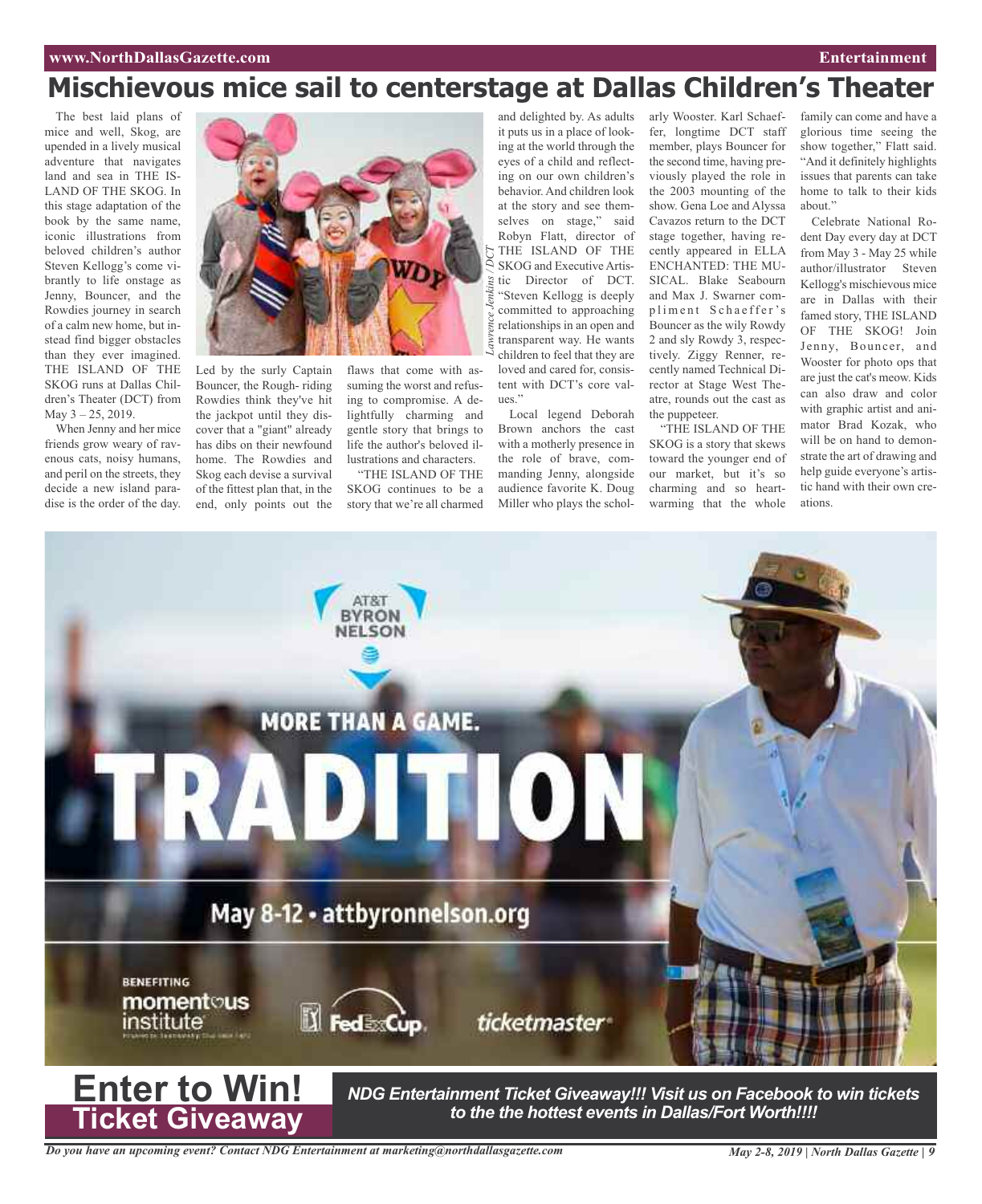# Mischievous mice sail to centerstage at Dallas Children's Theater

The best laid plans of mice and well, Skog, are upended in a lively musical adventure that navigates land and sea in THE ISLAND OF THE SKOG. In this stage adaptation of the book by the same name, iconic illustrations from beloved children's author Steven Kellogg's come vibrantly to life onstage as Jenny, Bouncer, and the Rowdies journey in search of a calm new home, but instead find bigger obstacles than they ever imagined. THE ISLAND OF THE SKOG runs at Dallas Children's Theater (DCT) from May 3 – 25, 2019.

When Jenny and her mice friends grow weary of ravenous cats, noisy humans, and peril on the streets, they decide a new island paradise is the order of the day.

*Lawrence Jenkins / DCT*

Led by the surly Captain Bouncer, the Rough- riding Rowdies think they've hit the jackpot until they discover that a "giant" already has dibs on their newfound home. The Rowdies and Skog each devise a survival of the fittest plan that, in the end, only points out the flaws that come with assuming the worst and refusing to compromise. A delightfully charming and gentle story that brings to life the author's beloved illustrations and characters.

"THE ISLAND OF THE SKOG continues to be a story that we're all charmed and delighted by. As adults it puts us in a place of looking at the world through the eyes of a child and reflecting on our own children's behavior. And children look at the story and see themselves on stage," said Robyn Flatt, director of THE ISLAND OF THE SKOG and Executive Artistic Director of DCT. "Steven Kellogg is deeply committed to approaching relationships in an open and transparent way. He wants children to feel that they are loved and cared for, consistent with DCT's core values."

Local legend Deborah Brown anchors the cast with a motherly presence in the role of brave, commanding Jenny, alongside audience favorite K. Doug Miller who plays the scholarly Wooster. Karl Schaeffer, longtime DCT staff member, plays Bouncer for the second time, having previously played the role in the 2003 mounting of the show. Gena Loe and Alyssa Cavazos return to the DCT stage together, having recently appeared in ELLA ENCHANTED: THE MUSICAL. Blake Seabourn and Max J. Swarner compliment Schaeffer's Bouncer as the wily Rowdy 2 and sly Rowdy 3, respectively. Ziggy Renner, recently named Technical Director at Stage West Theatre, rounds out the cast as the puppeteer.

"THE ISLAND OF THE SKOG is a story that skews toward the younger end of our market, but it's so charming and so heartwarming that the whole family can come and have a glorious time seeing the show together," Flatt said. "And it definitely highlights issues that parents can take home to talk to their kids about."

Celebrate National Rodent Day every day at DCT from May 3 - May 25 while author/illustrator Steven Kellogg's mischievous mice are in Dallas with their famed story, THE ISLAND OF THE SKOG! Join Jenny, Bouncer, and Wooster for photo ops that are just the cat's meow. Kids can also draw and color with graphic artist and animator Brad Kozak, who will be on hand to demonstrate the art of drawing and help guide everyone's artistic hand with their own creations.

AT&T BYRON NELSON

MORE THAN A GAME.

TRADITION

May 8-12 • attbyronnelson.org

BENEFITING momentous institute · FedExCup · ticketmaster

**Enter to Win! Ticket Giveaway**

***NDG Entertainment Ticket Giveaway!!! Visit us on Facebook to win tickets to the the hottest events in Dallas/Fort Worth!!!!***

*Do you have an upcoming event? Contact NDG Entertainment at marketing@northdallasgazette.com*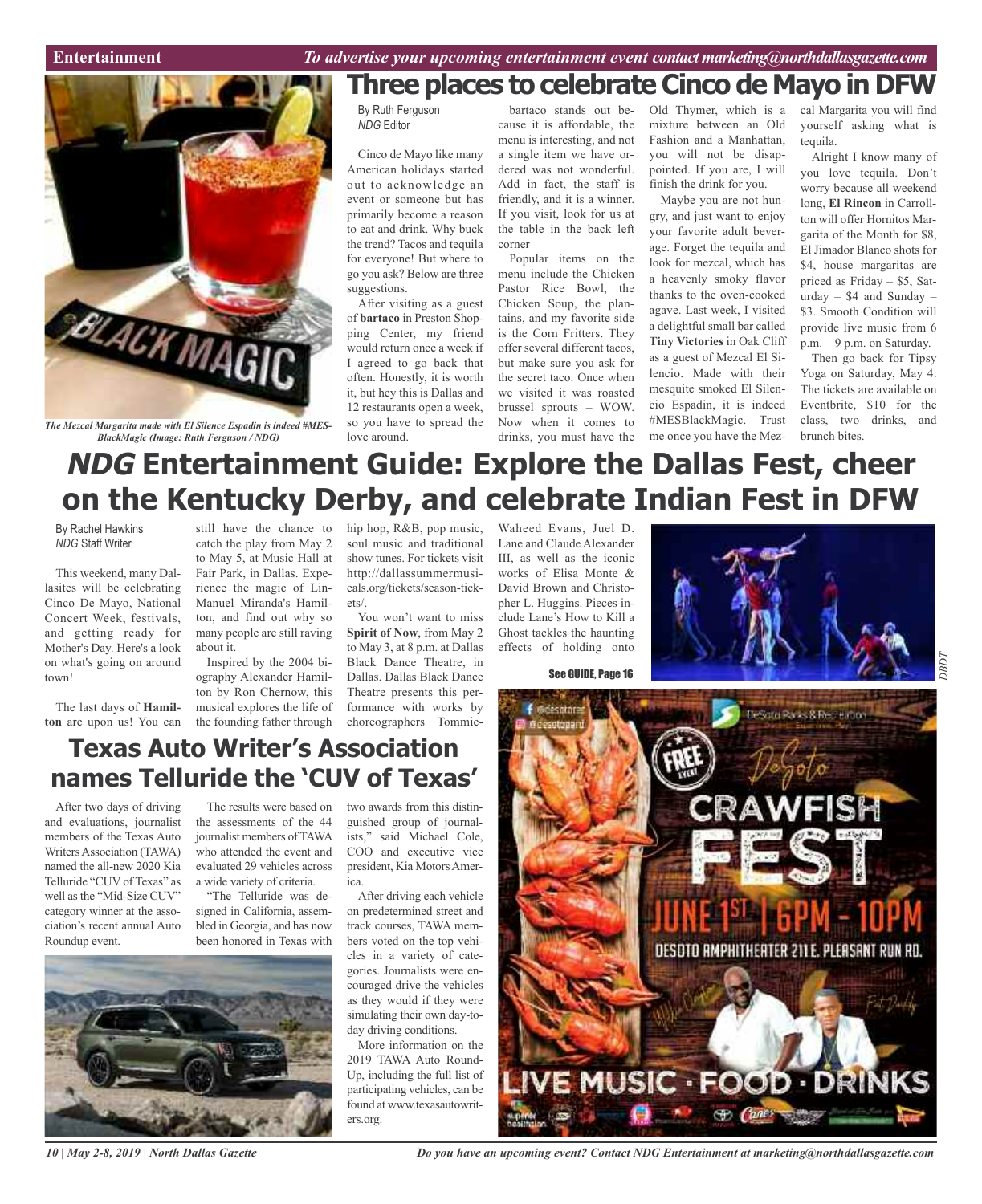# Three places to celebrate Cinco de Mayo in DFW

*The Mezcal Margarita made with El Silence Espadin is indeed #MESBlackMagic (Image: Ruth Ferguson / NDG)*

By Ruth Ferguson
*NDG* Editor

Cinco de Mayo like many American holidays started out to acknowledge an event or someone but has primarily become a reason to eat and drink. Why buck the trend? Tacos and tequila for everyone! But where to go you ask? Below are three suggestions.

After visiting as a guest of **bartaco** in Preston Shopping Center, my friend would return once a week if I agreed to go back that often. Honestly, it is worth it, but hey this is Dallas and 12 restaurants open a week, so you have to spread the love around.

bartaco stands out because it is affordable, the menu is interesting, and not a single item we have ordered was not wonderful. Add in fact, the staff is friendly, and it is a winner. If you visit, look for us at the table in the back left corner

Popular items on the menu include the Chicken Pastor Rice Bowl, the Chicken Soup, the plantains, and my favorite side is the Corn Fritters. They offer several different tacos, but make sure you ask for the secret taco. Once when we visited it was roasted brussel sprouts – WOW. Now when it comes to drinks, you must have the Old Thymer, which is a mixture between an Old Fashion and a Manhattan, you will not be disappointed. If you are, I will finish the drink for you.

Maybe you are not hungry, and just want to enjoy your favorite adult beverage. Forget the tequila and look for mezcal, which has a heavenly smoky flavor thanks to the oven-cooked agave. Last week, I visited a delightful small bar called **Tiny Victories** in Oak Cliff as a guest of Mezcal El Silencio. Made with their mesquite smoked El Silencio Espadin, it is indeed #MESBlackMagic. Trust me once you have the Mezcal Margarita you will find yourself asking what is tequila.

Alright I know many of you love tequila. Don't worry because all weekend long, **El Rincon** in Carrollton will offer Hornitos Margarita of the Month for $8, El Jimador Blanco shots for $4, house margaritas are priced as Friday – $5, Saturday – $4 and Sunday – $3. Smooth Condition will provide live music from 6 p.m. – 9 p.m. on Saturday.

Then go back for Tipsy Yoga on Saturday, May 4. The tickets are available on Eventbrite, $10 for the class, two drinks, and brunch bites.

# *NDG* Entertainment Guide: Explore the Dallas Fest, cheer on the Kentucky Derby, and celebrate Indian Fest in DFW

By Rachel Hawkins
*NDG* Staff Writer

This weekend, many Dallasites will be celebrating Cinco De Mayo, National Concert Week, festivals, and getting ready for Mother's Day. Here's a look on what's going on around town!

The last days of **Hamilton** are upon us! You can still have the chance to catch the play from May 2 to May 5, at Music Hall at Fair Park, in Dallas. Experience the magic of Lin-Manuel Miranda's Hamilton, and find out why so many people are still raving about it.

Inspired by the 2004 biography Alexander Hamilton by Ron Chernow, this musical explores the life of the founding father through hip hop, R&B, pop music, soul music and traditional show tunes. For tickets visit http://dallassummermusicals.org/tickets/season-tickets/.

You won't want to miss **Spirit of Now**, from May 2 to May 3, at 8 p.m. at Dallas Black Dance Theatre, in Dallas. Dallas Black Dance Theatre presents this performance with works by choreographers Tommie-Waheed Evans, Juel D. Lane and Claude Alexander III, as well as the iconic works of Elisa Monte & David Brown and Christopher L. Huggins. Pieces include Lane's How to Kill a Ghost tackles the haunting effects of holding onto

See GUIDE, Page 16

DBDT

# Texas Auto Writer's Association names Telluride the 'CUV of Texas'

After two days of driving and evaluations, journalist members of the Texas Auto Writers Association (TAWA) named the all-new 2020 Kia Telluride "CUV of Texas" as well as the "Mid-Size CUV" category winner at the association's recent annual Auto Roundup event.

The results were based on the assessments of the 44 journalist members of TAWA who attended the event and evaluated 29 vehicles across a wide variety of criteria.

"The Telluride was designed in California, assembled in Georgia, and has now been honored in Texas with two awards from this distinguished group of journalists," said Michael Cole, COO and executive vice president, Kia Motors America.

After driving each vehicle on predetermined street and track courses, TAWA members voted on the top vehicles in a variety of categories. Journalists were encouraged drive the vehicles as they would if they were simulating their own day-to-day driving conditions.

More information on the 2019 TAWA Auto Round-Up, including the full list of participating vehicles, can be found at www.texasautowriters.org.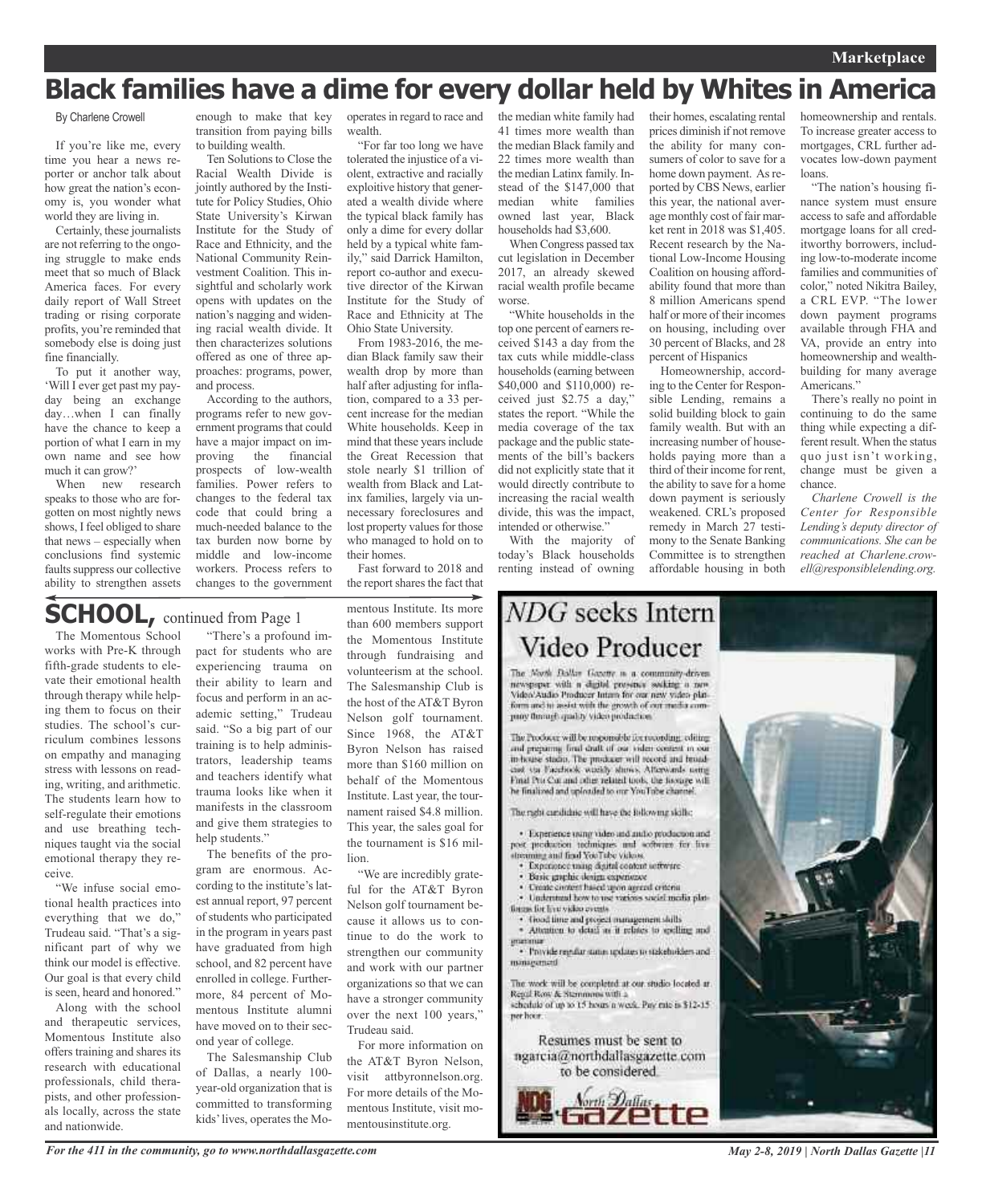Marketplace

# Black families have a dime for every dollar held by Whites in America

By Charlene Crowell

If you're like me, every time you hear a news reporter or anchor talk about how great the nation's economy is, you wonder what world they are living in.

Certainly, these journalists are not referring to the ongoing struggle to make ends meet that so much of Black America faces. For every daily report of Wall Street trading or rising corporate profits, you're reminded that somebody else is doing just fine financially.

To put it another way, 'Will I ever get past my payday being an exchange day…when I can finally have the chance to keep a portion of what I earn in my own name and see how much it can grow?'

When new research speaks to those who are forgotten on most nightly news shows, I feel obliged to share that news – especially when conclusions find systemic faults suppress our collective ability to strengthen assets enough to make that key transition from paying bills to building wealth.

Ten Solutions to Close the Racial Wealth Divide is jointly authored by the Institute for Policy Studies, Ohio State University's Kirwan Institute for the Study of Race and Ethnicity, and the National Community Reinvestment Coalition. This insightful and scholarly work opens with updates on the nation's nagging and widening racial wealth divide. It then characterizes solutions offered as one of three approaches: programs, power, and process.

According to the authors, programs refer to new government programs that could have a major impact on improving the financial prospects of low-wealth families. Power refers to changes to the federal tax code that could bring a much-needed balance to the tax burden now borne by middle and low-income workers. Process refers to changes to the government operates in regard to race and wealth.

"For far too long we have tolerated the injustice of a violent, extractive and racially exploitive history that generated a wealth divide where the typical black family has only a dime for every dollar held by a typical white family," said Darrick Hamilton, report co-author and executive director of the Kirwan Institute for the Study of Race and Ethnicity at The Ohio State University.

From 1983-2016, the median Black family saw their wealth drop by more than half after adjusting for inflation, compared to a 33 percent increase for the median White households. Keep in mind that these years include the Great Recession that stole nearly $1 trillion of wealth from Black and Latinx families, largely via unnecessary foreclosures and lost property values for those who managed to hold on to their homes.

Fast forward to 2018 and the report shares the fact that the median white family had 41 times more wealth than the median Black family and 22 times more wealth than the median Latinx family. Instead of the $147,000 that median white families owned last year, Black households had $3,600.

When Congress passed tax cut legislation in December 2017, an already skewed racial wealth profile became worse.

"White households in the top one percent of earners received $143 a day from the tax cuts while middle-class households (earning between $40,000 and $110,000) received just $2.75 a day," states the report. "While the media coverage of the tax package and the public statements of the bill's backers did not explicitly state that it would directly contribute to increasing the racial wealth divide, this was the impact, intended or otherwise."

With the majority of today's Black households renting instead of owning their homes, escalating rental prices diminish if not remove the ability for many consumers of color to save for a home down payment. As reported by CBS News, earlier this year, the national average monthly cost of fair market rent in 2018 was $1,405. Recent research by the National Low-Income Housing Coalition on housing affordability found that more than 8 million Americans spend half or more of their incomes on housing, including over 30 percent of Blacks, and 28 percent of Hispanics

Homeownership, according to the Center for Responsible Lending, remains a solid building block to gain family wealth. But with an increasing number of households paying more than a third of their income for rent, the ability to save for a home down payment is seriously weakened. CRL's proposed remedy in March 27 testimony to the Senate Banking Committee is to strengthen affordable housing in both homeownership and rentals. To increase greater access to mortgages, CRL further advocates low-down payment loans.

"The nation's housing finance system must ensure access to safe and affordable mortgage loans for all creditworthy borrowers, including low-to-moderate income families and communities of color," noted Nikitra Bailey, a CRL EVP. "The lower down payment programs available through FHA and VA, provide an entry into homeownership and wealth-building for many average Americans."

There's really no point in continuing to do the same thing while expecting a different result. When the status quo just isn't working, change must be given a chance.

*Charlene Crowell is the Center for Responsible Lending's deputy director of communications. She can be reached at Charlene.crowell@responsiblelending.org.*

## SCHOOL, continued from Page 1

The Momentous School works with Pre-K through fifth-grade students to elevate their emotional health through therapy while helping them to focus on their studies. The school's curriculum combines lessons on empathy and managing stress with lessons on reading, writing, and arithmetic. The students learn how to self-regulate their emotions and use breathing techniques taught via the social emotional therapy they receive.

"We infuse social emotional health practices into everything that we do," Trudeau said. "That's a significant part of why we think our model is effective. Our goal is that every child is seen, heard and honored."

Along with the school and therapeutic services, Momentous Institute also offers training and shares its research with educational professionals, child therapists, and other professionals locally, across the state and nationwide.

"There's a profound impact for students who are experiencing trauma on their ability to learn and focus and perform in an academic setting," Trudeau said. "So a big part of our training is to help administrators, leadership teams and teachers identify what trauma looks like when it manifests in the classroom and give them strategies to help students."

The benefits of the program are enormous. According to the institute's latest annual report, 97 percent of students who participated in the program in years past have graduated from high school, and 82 percent have enrolled in college. Furthermore, 84 percent of Momentous Institute alumni have moved on to their second year of college.

The Salesmanship Club of Dallas, a nearly 100-year-old organization that is committed to transforming kids' lives, operates the Momentous Institute. Its more than 600 members support the Momentous Institute through fundraising and volunteerism at the school. The Salesmanship Club is the host of the AT&T Byron Nelson golf tournament. Since 1968, the AT&T Byron Nelson has raised more than $160 million on behalf of the Momentous Institute. Last year, the tournament raised $4.8 million. This year, the sales goal for the tournament is $16 million.

"We are incredibly grateful for the AT&T Byron Nelson golf tournament because it allows us to continue to do the work to strengthen our community and work with our partner organizations so that we can have a stronger community over the next 100 years," Trudeau said.

For more information on the AT&T Byron Nelson, visit attbyronnelson.org. For more details of the Momentous Institute, visit momentousinstitute.org.

## *NDG* seeks Intern Video Producer

The North Dallas Gazette is a community-driven newspaper with a digital presence seeking a new Video/Audio Producer Intern for our new video platform and to assist with the growth of our media company through quality video production.

The Producer will be responsible for recording, editing and preparing final draft of our video content in our in-house studio. The producer will record and broadcast via Facebook weekly shows. Afterwards using Final Pro Cut and other related tools, the footage will be finalized and uploaded to our YouTube channel.

The right candidate will have the following skills:

- Experience using video and audio production and post production techniques and software for live streaming and final YouTube videos.
- Experience using digital content software
- Basic graphic design experience
- Create content based upon agreed criteria
- Understand how to use various social media platforms for live video events
- Good time and project management skills
- Attention to detail as it relates to spelling and grammar
- Provide regular status updates to stakeholders and management

The work will be completed at our studio located at Regal Row & Stemmons with a schedule of up to 15 hours a week. Pay rate is $12-15 per hour.

Resumes must be sent to ngarcia@northdallasgazette.com to be considered.

NDG North Dallas Gazette

For the 411 in the community, go to www.northdallasgazette.com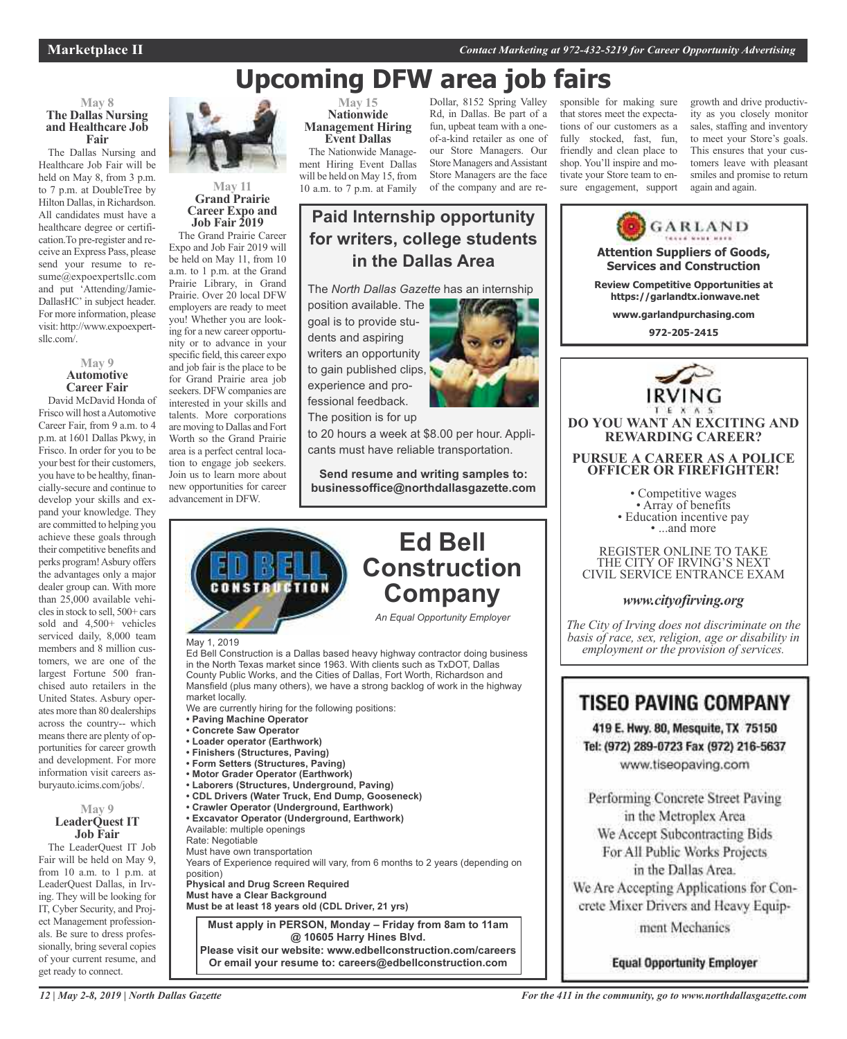# Upcoming DFW area job fairs

### May 8
**The Dallas Nursing and Healthcare Job Fair**

The Dallas Nursing and Healthcare Job Fair will be held on May 8, from 3 p.m. to 7 p.m. at DoubleTree by Hilton Dallas, in Richardson. All candidates must have a healthcare degree or certification.To pre-register and receive an Express Pass, please send your resume to resume@expoexpertsllc.com and put 'Attending/Jamie-DallasHC' in subject header. For more information, please visit: http://www.expoexpertsllc.com/.

### May 9
**Automotive Career Fair**

David McDavid Honda of Frisco will host a Automotive Career Fair, from 9 a.m. to 4 p.m. at 1601 Dallas Pkwy, in Frisco. In order for you to be your best for their customers, you have to be healthy, financially-secure and continue to develop your skills and expand your knowledge. They are committed to helping you achieve these goals through their competitive benefits and perks program! Asbury offers the advantages only a major dealer group can. With more than 25,000 available vehicles in stock to sell, 500+ cars sold and 4,500+ vehicles serviced daily, 8,000 team members and 8 million customers, we are one of the largest Fortune 500 franchised auto retailers in the United States. Asbury operates more than 80 dealerships across the country-- which means there are plenty of opportunities for career growth and development. For more information visit careers asburyauto.icims.com/jobs/.

### May 9
**LeaderQuest IT Job Fair**

The LeaderQuest IT Job Fair will be held on May 9, from 10 a.m. to 1 p.m. at LeaderQuest Dallas, in Irving. They will be looking for IT, Cyber Security, and Project Management professionals. Be sure to dress professionally, bring several copies of your current resume, and get ready to connect.

### May 11
**Grand Prairie Career Expo and Job Fair 2019**

The Grand Prairie Career Expo and Job Fair 2019 will be held on May 11, from 10 a.m. to 1 p.m. at the Grand Prairie Library, in Grand Prairie. Over 20 local DFW employers are ready to meet you! Whether you are looking for a new career opportunity or to advance in your specific field, this career expo and job fair is the place to be for Grand Prairie area job seekers. DFW companies are interested in your skills and talents. More corporations are moving to Dallas and Fort Worth so the Grand Prairie area is a perfect central location to engage job seekers. Join us to learn more about new opportunities for career advancement in DFW.

### May 15
**Nationwide Management Hiring Event Dallas**

The Nationwide Management Hiring Event Dallas will be held on May 15, from 10 a.m. to 7 p.m. at Family Dollar, 8152 Spring Valley Rd, in Dallas. Be part of a fun, upbeat team with a one-of-a-kind retailer as one of our Store Managers. Our Store Managers and Assistant Store Managers are the face of the company and are responsible for making sure that stores meet the expectations of our customers as a fully stocked, fast, fun, friendly and clean place to shop. You'll inspire and motivate your Store team to ensure engagement, support growth and drive productivity as you closely monitor sales, staffing and inventory to meet your Store's goals. This ensures that your customers leave with pleasant smiles and promise to return again and again.

## Paid Internship opportunity for writers, college students in the Dallas Area

The *North Dallas Gazette* has an internship position available. The goal is to provide students and aspiring writers an opportunity to gain published clips, experience and professional feedback. The position is for up to 20 hours a week at $8.00 per hour. Applicants must have reliable transportation.

**Send resume and writing samples to: businessoffice@northdallasgazette.com**

## GARLAND

**Attention Suppliers of Goods, Services and Construction**

**Review Competitive Opportunities at https://garlandtx.ionwave.net**

**www.garlandpurchasing.com**

**972-205-2415**

## IRVING TEXAS

**DO YOU WANT AN EXCITING AND REWARDING CAREER?**

**PURSUE A CAREER AS A POLICE OFFICER OR FIREFIGHTER!**

- Competitive wages
- Array of benefits
- Education incentive pay
- ...and more

REGISTER ONLINE TO TAKE THE CITY OF IRVING'S NEXT CIVIL SERVICE ENTRANCE EXAM

***www.cityofirving.org***

*The City of Irving does not discriminate on the basis of race, sex, religion, age or disability in employment or the provision of services.*

## Ed Bell Construction Company

*An Equal Opportunity Employer*

May 1, 2019

Ed Bell Construction is a Dallas based heavy highway contractor doing business in the North Texas market since 1963. With clients such as TxDOT, Dallas County Public Works, and the Cities of Dallas, Fort Worth, Richardson and Mansfield (plus many others), we have a strong backlog of work in the highway market locally.

We are currently hiring for the following positions:

- **Paving Machine Operator**
- **Concrete Saw Operator**
- **Loader operator (Earthwork)**
- **Finishers (Structures, Paving)**
- **Form Setters (Structures, Paving)**
- **Motor Grader Operator (Earthwork)**
- **Laborers (Structures, Underground, Paving)**
- **CDL Drivers (Water Truck, End Dump, Gooseneck)**
- **Crawler Operator (Underground, Earthwork)**
- **Excavator Operator (Underground, Earthwork)**

Available: multiple openings
Rate: Negotiable
Must have own transportation
Years of Experience required will vary, from 6 months to 2 years (depending on position)
**Physical and Drug Screen Required**
**Must have a Clear Background**
**Must be at least 18 years old (CDL Driver, 21 yrs)**

**Must apply in PERSON, Monday – Friday from 8am to 11am @ 10605 Harry Hines Blvd.**
**Please visit our website: www.edbellconstruction.com/careers**
**Or email your resume to: careers@edbellconstruction.com**

## TISEO PAVING COMPANY

**419 E. Hwy. 80, Mesquite, TX 75150**
**Tel: (972) 289-0723 Fax (972) 216-5637**
www.tiseopaving.com

Performing Concrete Street Paving in the Metroplex Area
We Accept Subcontracting Bids For All Public Works Projects in the Dallas Area.
We Are Accepting Applications for Concrete Mixer Drivers and Heavy Equipment Mechanics

**Equal Opportunity Employer**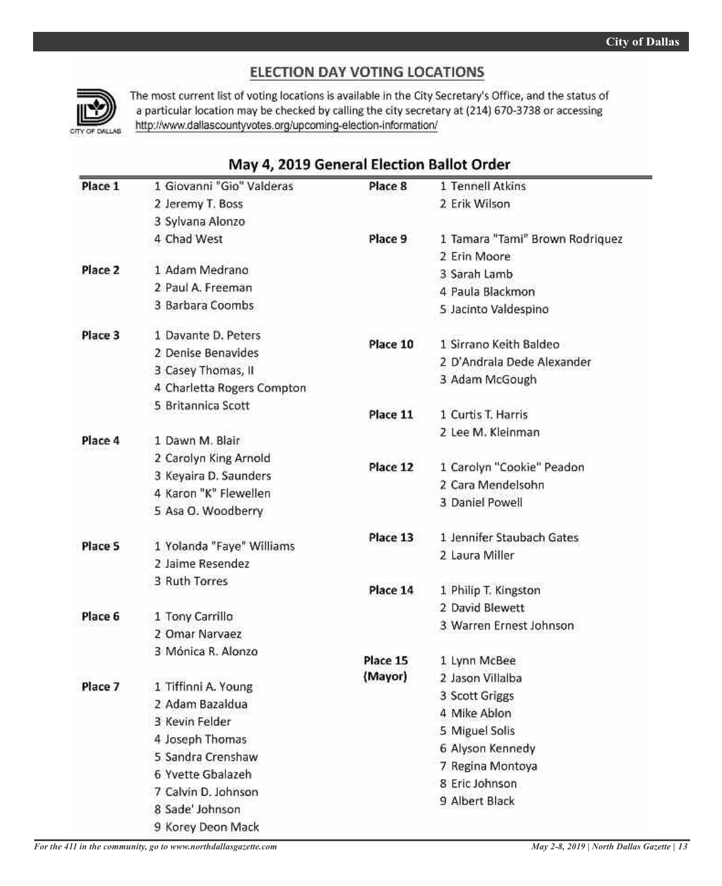## ELECTION DAY VOTING LOCATIONS

The most current list of voting locations is available in the City Secretary's Office, and the status of a particular location may be checked by calling the city secretary at (214) 670-3738 or accessing http://www.dallascountyvotes.org/upcoming-election-information/

### May 4, 2019 General Election Ballot Order

**Place 1**
1. Giovanni "Gio" Valderas
2. Jeremy T. Boss
3. Sylvana Alonzo
4. Chad West

**Place 2**
1. Adam Medrano
2. Paul A. Freeman
3. Barbara Coombs

**Place 3**
1. Davante D. Peters
2. Denise Benavides
3. Casey Thomas, II
4. Charletta Rogers Compton
5. Britannica Scott

**Place 4**
1. Dawn M. Blair
2. Carolyn King Arnold
3. Keyaira D. Saunders
4. Karon "K" Flewellen
5. Asa O. Woodberry

**Place 5**
1. Yolanda "Faye" Williams
2. Jaime Resendez
3. Ruth Torres

**Place 6**
1. Tony Carrillo
2. Omar Narvaez
3. Mónica R. Alonzo

**Place 7**
1. Tiffinni A. Young
2. Adam Bazaldua
3. Kevin Felder
4. Joseph Thomas
5. Sandra Crenshaw
6. Yvette Gbalazeh
7. Calvin D. Johnson
8. Sade' Johnson
9. Korey Deon Mack

**Place 8**
1. Tennell Atkins
2. Erik Wilson

**Place 9**
1. Tamara "Tami" Brown Rodriquez
2. Erin Moore
3. Sarah Lamb
4. Paula Blackmon
5. Jacinto Valdespino

**Place 10**
1. Sirrano Keith Baldeo
2. D'Andrala Dede Alexander
3. Adam McGough

**Place 11**
1. Curtis T. Harris
2. Lee M. Kleinman

**Place 12**
1. Carolyn "Cookie" Peadon
2. Cara Mendelsohn
3. Daniel Powell

**Place 13**
1. Jennifer Staubach Gates
2. Laura Miller

**Place 14**
1. Philip T. Kingston
2. David Blewett
3. Warren Ernest Johnson

**Place 15 (Mayor)**
1. Lynn McBee
2. Jason Villalba
3. Scott Griggs
4. Mike Ablon
5. Miguel Solis
6. Alyson Kennedy
7. Regina Montoya
8. Eric Johnson
9. Albert Black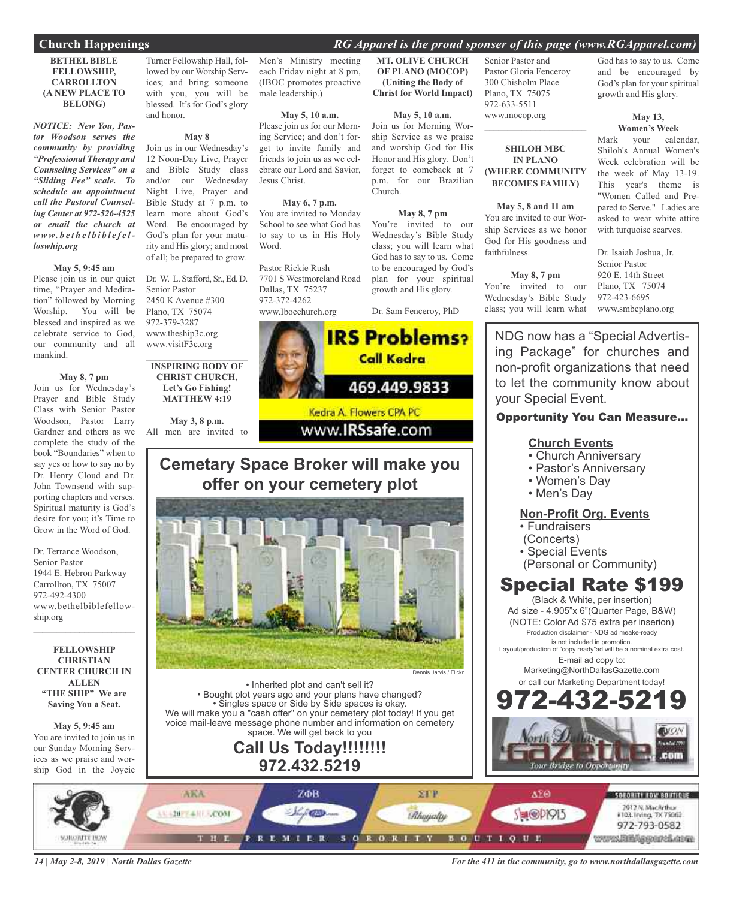## Church Happenings

*RG Apparel is the proud sponser of this page (www.RGApparel.com)*

**BETHEL BIBLE FELLOWSHIP, CARROLLTON (A NEW PLACE TO BELONG)**

***NOTICE: New You, Pastor Woodson serves the community by providing "Professional Therapy and Counseling Services" on a "Sliding Fee" scale. To schedule an appointment call the Pastoral Counseling Center at 972-526-4525 or email the church at www.bethelbiblefelloswhip.org***

**May 5, 9:45 am**
Please join us in our quiet time, "Prayer and Meditation" followed by Morning Worship. You will be blessed and inspired as we celebrate service to God, our community and all mankind.

**May 8, 7 pm**
Join us for Wednesday's Prayer and Bible Study Class with Senior Pastor Woodson, Pastor Larry Gardner and others as we complete the study of the book "Boundaries" when to say yes or how to say no by Dr. Henry Cloud and Dr. John Townsend with supporting chapters and verses. Spiritual maturity is God's desire for you; it's Time to Grow in the Word of God.

Dr. Terrance Woodson,
Senior Pastor
1944 E. Hebron Parkway
Carrollton, TX 75007
972-492-4300
www.bethelbiblefellowship.org

---

**FELLOWSHIP CHRISTIAN CENTER CHURCH IN ALLEN "THE SHIP" We are Saving You a Seat.**

**May 5, 9:45 am**
You are invited to join us in our Sunday Morning Services as we praise and worship God in the Joycie Turner Fellowship Hall, followed by our Worship Services; and bring someone with you, you will be blessed. It's for God's glory and honor.

**May 8**
Join us in our Wednesday's 12 Noon-Day Live, Prayer and Bible Study class and/or our Wednesday Night Live, Prayer and Bible Study at 7 p.m. to learn more about God's Word. Be encouraged by God's plan for your maturity and His glory; and most of all; be prepared to grow.

Dr. W. L. Stafford, Sr., Ed. D.
Senior Pastor
2450 K Avenue #300
Plano, TX 75074
972-379-3287
www.theship3c.org
www.visitF3c.org

---

**INSPIRING BODY OF CHRIST CHURCH, Let's Go Fishing! MATTHEW 4:19**

**May 3, 8 p.m.**
All men are invited to Men's Ministry meeting each Friday night at 8 pm, (IBOC promotes proactive male leadership.)

**May 5, 10 a.m.**
Please join us for our Morning Service; and don't forget to invite family and friends to join us as we celebrate our Lord and Savior, Jesus Christ.

**May 6, 7 p.m.**
You are invited to Monday School to see what God has to say to us in His Holy Word.

Pastor Rickie Rush
7701 S Westmoreland Road
Dallas, TX 75237
972-372-4262
www.Ibocchurch.org

**MT. OLIVE CHURCH OF PLANO (MOCOP) (Uniting the Body of Christ for World Impact)**

**May 5, 10 a.m.**
Join us for Morning Worship Service as we praise and worship God for His Honor and His glory. Don't forget to comeback at 7 p.m. for our Brazilian Church.

**May 8, 7 pm**
You're invited to our Wednesday's Bible Study class; you will learn what God has to say to us. Come to be encouraged by God's plan for your spiritual growth and His glory.

Dr. Sam Fenceroy, PhD
Senior Pastor and
Pastor Gloria Fenceroy
300 Chisholm Place
Plano, TX 75075
972-633-5511
www.mocop.org

---

**SHILOH MBC IN PLANO (WHERE COMMUNITY BECOMES FAMILY)**

**May 5, 8 and 11 am**
You are invited to our Worship Services as we honor God for His goodness and faithfulness.

**May 8, 7 pm**
You're invited to our Wednesday's Bible Study class; you will learn what God has to say to us. Come and be encouraged by God's plan for your spiritual growth and His glory.

**May 13, Women's Week**
Mark your calendar, Shiloh's Annual Women's Week celebration will be the week of May 13-19. This year's theme is "Women Called and Prepared to Serve." Ladies are asked to wear white attire with turquoise scarves.

Dr. Isaiah Joshua, Jr.
Senior Pastor
920 E. 14th Street
Plano, TX 75074
972-423-6695
www.smbcplano.org

---

**IRS Problems? Call Kedra**
**469.449.9833**
Kedra A. Flowers CPA PC
www.IRSsafe.com

---

## Cemetary Space Broker will make you offer on your cemetery plot

Dennis Jarvis / Flickr

- Inherited plot and can't sell it?
- Bought plot years ago and your plans have changed?
- Singles space or Side by Side spaces is okay.

We will make you a "cash offer" on your cemetery plot today! If you get voice mail-leave message phone number and information on cemetery space. We will get back to you

**Call Us Today!!!!!!!!**
**972.432.5219**

---

NDG now has a "Special Advertising Package" for churches and non-profit organizations that need to let the community know about your Special Event.

**Opportunity You Can Measure...**

**Church Events**
- Church Anniversary
- Pastor's Anniversary
- Women's Day
- Men's Day

**Non-Profit Org. Events**
- Fundraisers (Concerts)
- Special Events (Personal or Community)

**Special Rate $199**
(Black & White, per insertion)
Ad size - 4.905"x 6"(Quarter Page, B&W)
(NOTE: Color Ad $75 extra per inserion)
Production disclaimer - NDG ad meake-ready is not included in promotion.
Layout/production of "copy ready"ad will be a nominal extra cost.
E-mail ad copy to:
Marketing@NorthDallasGazette.com
or call our Marketing Department today!

**972-432-5219**

North Dallas Gazette .com — Your Bridge to Opportunity

---

AKA · ZΦB · ΣΓP · ΔΣΘ
THE PREMIER SORORITY BOUTIQUE
SORORITY ROW BOUTIQUE
2912 N. MacArthur #103, Irving, TX 75062
972-793-0582
www.RGApparel.com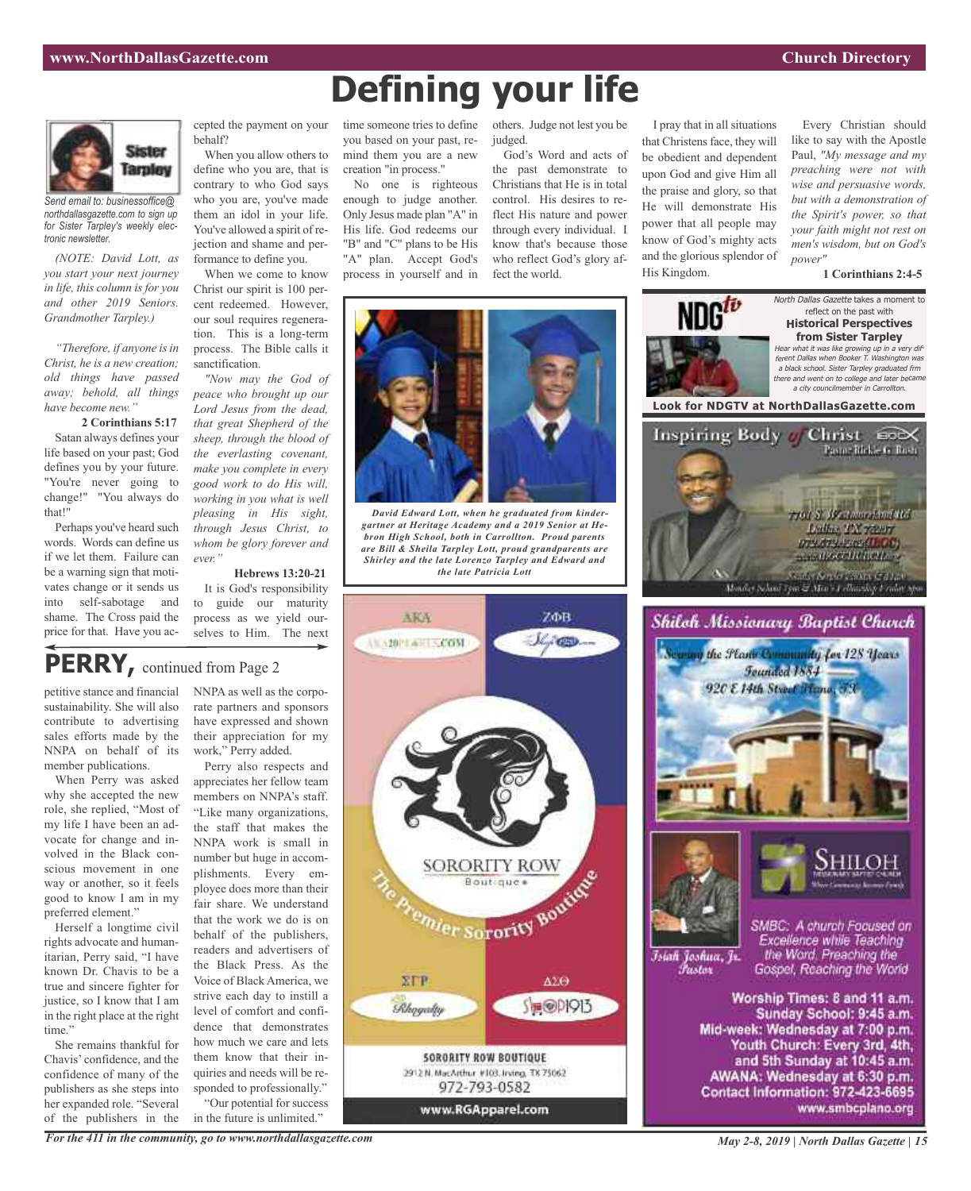# Defining your life

Sister Tarpley

*Send email to: businessoffice@northdallasgazette.com to sign up for Sister Tarpley's weekly electronic newsletter.*

*(NOTE: David Lott, as you start your next journey in life, this column is for you and other 2019 Seniors. Grandmother Tarpley.)*

*"Therefore, if anyone is in Christ, he is a new creation; old things have passed away; behold, all things have become new."*

**2 Corinthians 5:17**

Satan always defines your life based on your past; God defines you by your future. "You're never going to change!" "You always do that!"

Perhaps you've heard such words. Words can define us if we let them. Failure can be a warning sign that motivates change or it sends us into self-sabotage and shame. The Cross paid the price for that. Have you accepted the payment on your behalf?

When you allow others to define who you are, that is contrary to who God says who you are, you've made them an idol in your life. You've allowed a spirit of rejection and shame and performance to define you.

When we come to know Christ our spirit is 100 percent redeemed. However, our soul requires regeneration. This is a long-term process. The Bible calls it sanctification.

*"Now may the God of peace who brought up our Lord Jesus from the dead, that great Shepherd of the sheep, through the blood of the everlasting covenant, make you complete in every good work to do His will, working in you what is well pleasing in His sight, through Jesus Christ, to whom be glory forever and ever."*

**Hebrews 13:20-21**

It is God's responsibility to guide our maturity process as we yield ourselves to Him. The next time someone tries to define you based on your past, remind them you are a new creation "in process."

No one is righteous enough to judge another. Only Jesus made plan "A" in His life. God redeems our "B" and "C" plans to be His "A" plan. Accept God's process in yourself and in others. Judge not lest you be judged.

God's Word and acts of the past demonstrate to Christians that He is in total control. His desires to reflect His nature and power through every individual. I know that's because those who reflect God's glory affect the world.

I pray that in all situations that Christens face, they will be obedient and dependent upon God and give Him all the praise and glory, so that He will demonstrate His power that all people may know of God's mighty acts and the glorious splendor of His Kingdom.

Every Christian should like to say with the Apostle Paul, *"My message and my preaching were not with wise and persuasive words, but with a demonstration of the Spirit's power, so that your faith might not rest on men's wisdom, but on God's power"*

**1 Corinthians 2:4-5**

*David Edward Lott, when he graduated from kindergartner at Heritage Academy and a 2019 Senior at Hebron High School, both in Carrollton. Proud parents are Bill & Sheila Tarpley Lott, proud grandparents are Shirley and the late Lorenzo Tarpley and Edward and the late Patricia Lott*

## PERRY, continued from Page 2

petitive stance and financial sustainability. She will also contribute to advertising sales efforts made by the NNPA on behalf of its member publications.

When Perry was asked why she accepted the new role, she replied, "Most of my life I have been an advocate for change and involved in the Black conscious movement in one way or another, so it feels good to know I am in my preferred element."

Herself a longtime civil rights advocate and humanitarian, Perry said, "I have known Dr. Chavis to be a true and sincere fighter for justice, so I know that I am in the right place at the right time."

She remains thankful for Chavis' confidence, and the confidence of many of the publishers as she steps into her expanded role. "Several of the publishers in the NNPA as well as the corporate partners and sponsors have expressed and shown their appreciation for my work," Perry added.

Perry also respects and appreciates her fellow team members on NNPA's staff. "Like many organizations, the staff that makes the NNPA work is small in number but huge in accomplishments. Every employee does more than their fair share. We understand that the work we do is on behalf of the publishers, readers and advertisers of the Black Press. As the Voice of Black America, we strive each day to instill a level of comfort and confidence that demonstrates how much we care and lets them know that their inquiries and needs will be responded to professionally."

"Our potential for success in the future is unlimited."

---

**NDGtv**

*North Dallas Gazette* takes a moment to reflect on the past with

**Historical Perspectives from Sister Tarpley**

*Hear what it was like growing up in a very different Dallas when Booker T. Washington was a black school. Sister Tarpley graduated from there and went on to college and later became a city councilmember in Carrollton.*

**Look for NDGTV at NorthDallasGazette.com**

---

**Inspiring Body of Christ**

Pastor Rickie G. Rush

7701 S. Westmoreland Rd
Dallas TX 75237
972-372-4262 (IBOC)

---

**SORORITY ROW Boutique**

The Premier Sorority Boutique

AKA · ZΦB · ΣΓP · ΔΣΘ

SORORITY ROW BOUTIQUE
2912 N. MacArthur #103, Irving, TX 75062
972-793-0582
www.RGApparel.com

---

**Shiloh Missionary Baptist Church**

Serving the Plano Community for 128 Years

Founded 1884

920 E 14th Street Plano, TX

Isiah Joshua, Jr. Pastor

SMBC: A church Focused on Excellence while Teaching the Word, Preaching the Gospel, Reaching the World

**Worship Times: 8 and 11 a.m.**
**Sunday School: 9:45 a.m.**
**Mid-week: Wednesday at 7:00 p.m.**
**Youth Church: Every 3rd, 4th, and 5th Sunday at 10:45 a.m.**
**AWANA: Wednesday at 6:30 p.m.**
**Contact Information: 972-423-6695**
**www.smbcplano.org**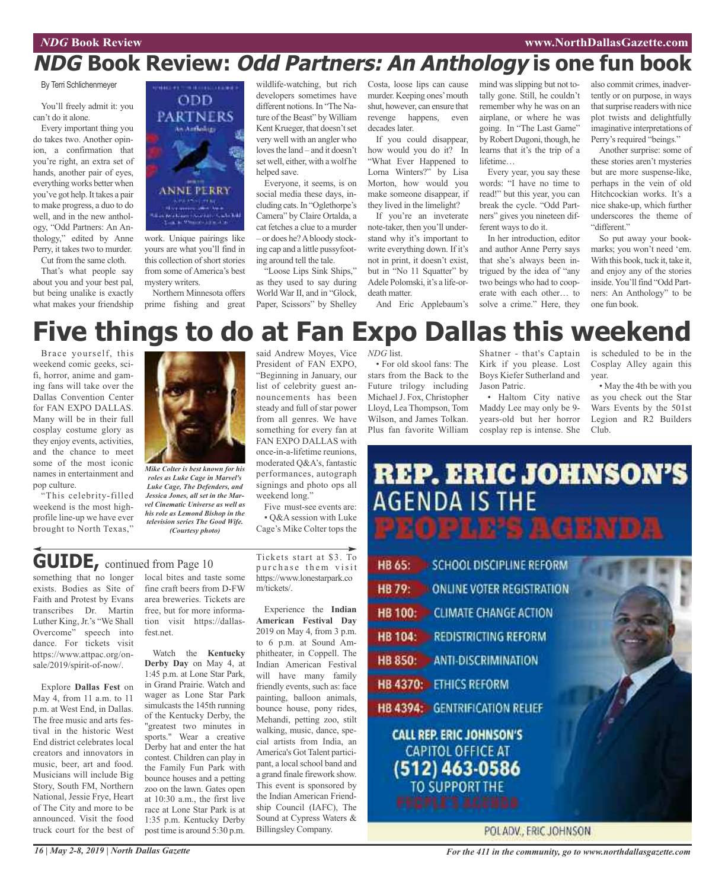# *NDG* Book Review: *Odd Partners: An Anthology* is one fun book

By Terri Schlichenmeyer

You'll freely admit it: you can't do it alone.

Every important thing you do takes two. Another opinion, a confirmation that you're right, an extra set of hands, another pair of eyes, everything works better when you've got help. It takes a pair to make progress, a duo to do well, and in the new anthology, "Odd Partners: An Anthology," edited by Anne Perry, it takes two to murder.

Cut from the same cloth.

That's what people say about you and your best pal, but being unalike is exactly what makes your friendship work. Unique pairings like yours are what you'll find in this collection of short stories from some of America's best mystery writers.

Northern Minnesota offers prime fishing and great wildlife-watching, but rich developers sometimes have different notions. In "The Nature of the Beast" by William Kent Krueger, that doesn't set very well with an angler who loves the land – and it doesn't set well, either, with a wolf he helped save.

Everyone, it seems, is on social media these days, including cats. In "Oglethorpe's Camera" by Claire Ortalda, a cat fetches a clue to a murder – or does he? A bloody stocking cap and a little pussyfooting around tell the tale.

"Loose Lips Sink Ships," as they used to say during World War II, and in "Glock, Paper, Scissors" by Shelley Costa, loose lips can cause murder. Keeping ones' mouth shut, however, can ensure that revenge happens, even decades later.

If you could disappear, how would you do it? In "What Ever Happened to Lorna Winters?" by Lisa Morton, how would you make someone disappear, if they lived in the limelight?

If you're an inveterate note-taker, then you'll understand why it's important to write everything down. If it's not in print, it doesn't exist, but in "No 11 Squatter" by Adele Polomski, it's a life-or-death matter.

And Eric Applebaum's mind was slipping but not totally gone. Still, he couldn't remember why he was on an airplane, or where he was going. In "The Last Game" by Robert Dugoni, though, he learns that it's the trip of a lifetime…

Every year, you say these words: "I have no time to read!" but this year, you can break the cycle. "Odd Partners" gives you nineteen different ways to do it.

In her introduction, editor and author Anne Perry says that she's always been intrigued by the idea of "any two beings who had to cooperate with each other… to solve a crime." Here, they also commit crimes, inadvertently or on purpose, in ways that surprise readers with nice plot twists and delightfully imaginative interpretations of Perry's required "beings."

Another surprise: some of these stories aren't mysteries but are more suspense-like, perhaps in the vein of old Hitchcockian works. It's a nice shake-up, which further underscores the theme of "different."

So put away your bookmarks; you won't need 'em. With this book, tuck it, take it, and enjoy any of the stories inside. You'll find "Odd Partners: An Anthology" to be one fun book.

# Five things to do at Fan Expo Dallas this weekend

Brace yourself, this weekend comic geeks, sci-fi, horror, anime and gaming fans will take over the Dallas Convention Center for FAN EXPO DALLAS. Many will be in their full cosplay costume glory as they enjoy events, activities, and the chance to meet some of the most iconic names in entertainment and pop culture.

*Mike Colter is best known for his roles as Luke Cage in Marvel's Luke Cage, The Defenders, and Jessica Jones, all set in the Marvel Cinematic Universe as well as his role as Lemond Bishop in the television series The Good Wife. (Courtesy photo)*

"This celebrity-filled weekend is the most high-profile line-up we have ever brought to North Texas," said Andrew Moyes, Vice President of FAN EXPO, "Beginning in January, our list of celebrity guest announcements has been steady and full of star power from all genres. We have something for every fan at FAN EXPO DALLAS with once-in-a-lifetime reunions, moderated Q&A's, fantastic performances, autograph signings and photo ops all weekend long."

Five must-see events are:

- Q&A session with Luke Cage's Mike Colter tops the *NDG* list.
- For old skool fans: The stars from the Back to the Future trilogy including Michael J. Fox, Christopher Lloyd, Lea Thompson, Tom Wilson, and James Tolkan. Plus fan favorite William Shatner - that's Captain Kirk if you please. Lost Boys Kiefer Sutherland and Jason Patric.
- Haltom City native Maddy Lee may only be 9-years-old but her horror cosplay rep is intense. She is scheduled to be in the Cosplay Alley again this year.
- May the 4th be with you as you check out the Star Wars Events by the 501st Legion and R2 Builders Club.

## GUIDE, continued from Page 10

something that no longer exists. Bodies as Site of Faith and Protest by Evans transcribes Dr. Martin Luther King, Jr.'s "We Shall Overcome" speech into dance. For tickets visit https://www.attpac.org/on-sale/2019/spirit-of-now/.

Explore **Dallas Fest** on May 4, from 11 a.m. to 11 p.m. at West End, in Dallas. The free music and arts festival in the historic West End district celebrates local creators and innovators in music, beer, art and food. Musicians will include Big Story, South FM, Northern National, Jessie Frye, Heart of The City and more to be announced. Visit the food truck court for the best of local bites and taste some fine craft beers from D-FW area breweries. Tickets are free, but for more information visit https://dallas-fest.net.

Watch the **Kentucky Derby Day** on May 4, at 1:45 p.m. at Lone Star Park, in Grand Prairie. Watch and wager as Lone Star Park simulcasts the 145th running of the Kentucky Derby, the "greatest two minutes in sports." Wear a creative Derby hat and enter the hat contest. Children can play in the Family Fun Park with bounce houses and a petting zoo on the lawn. Gates open at 10:30 a.m., the first live race at Lone Star Park is at 1:35 p.m. Kentucky Derby post time is around 5:30 p.m. Tickets start at $3. To purchase them visit https://www.lonestarpark.com/tickets/.

Experience the **Indian American Festival Day** 2019 on May 4, from 3 p.m. to 6 p.m. at Sound Amphitheater, in Coppell. The Indian American Festival will have many family friendly events, such as: face painting, balloon animals, bounce house, pony rides, Mehandi, petting zoo, stilt walking, music, dance, special artists from India, an America's Got Talent participant, a local school band and a grand finale firework show. This event is sponsored by the Indian American Friendship Council (IAFC), The Sound at Cypress Waters & Billingsley Company.

---

**REP. ERIC JOHNSON'S AGENDA IS THE PEOPLE'S AGENDA**

- HB 65: SCHOOL DISCIPLINE REFORM
- HB 79: ONLINE VOTER REGISTRATION
- HB 100: CLIMATE CHANGE ACTION
- HB 104: REDISTRICTING REFORM
- HB 850: ANTI-DISCRIMINATION
- HB 4370: ETHICS REFORM
- HB 4394: GENTRIFICATION RELIEF

CALL REP. ERIC JOHNSON'S CAPITOL OFFICE AT (512) 463-0586 TO SUPPORT THE PEOPLE'S AGENDA

POL ADV., ERIC JOHNSON